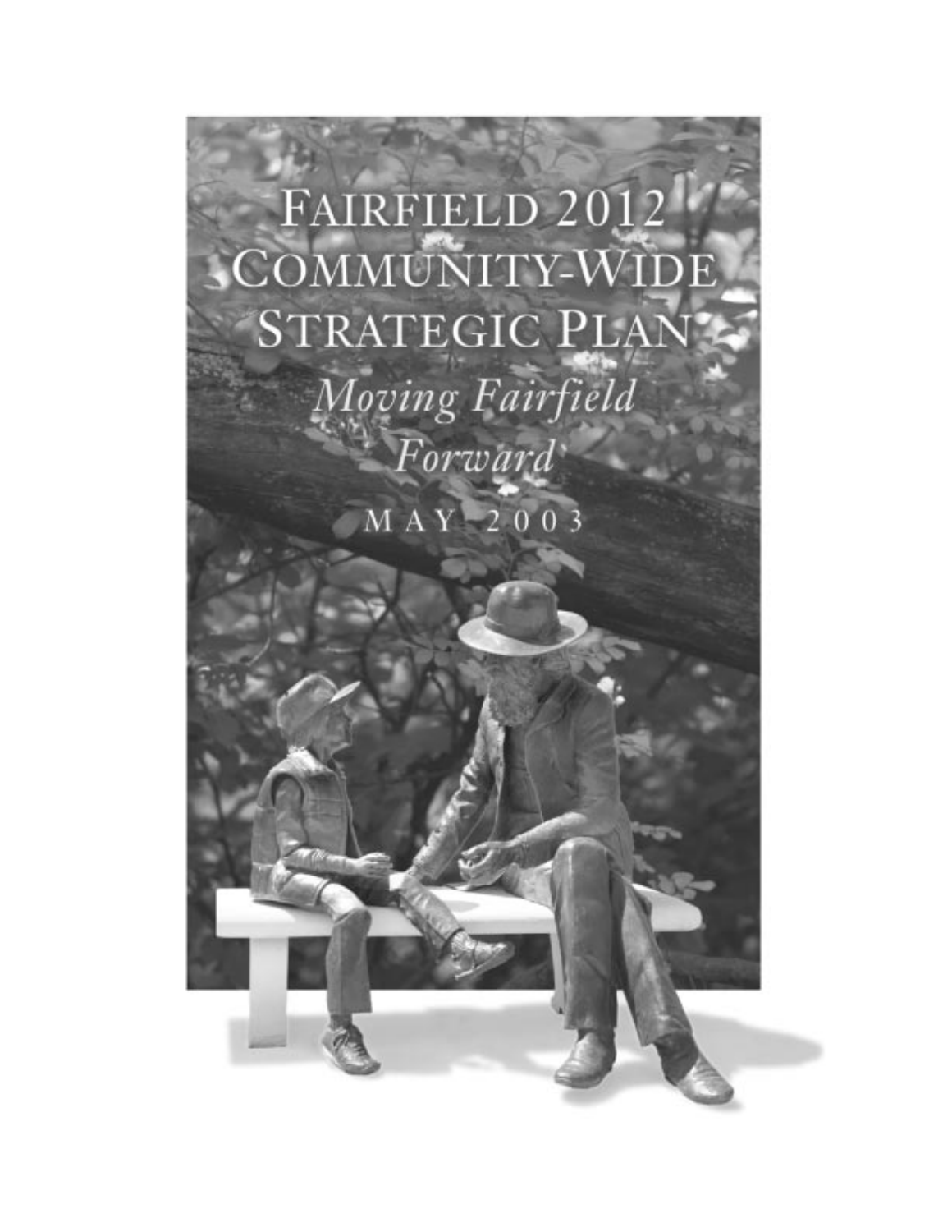# Fairfield 2012 Community-Wide Strategic Plan

*Moving Fairfield Forward*

May 2003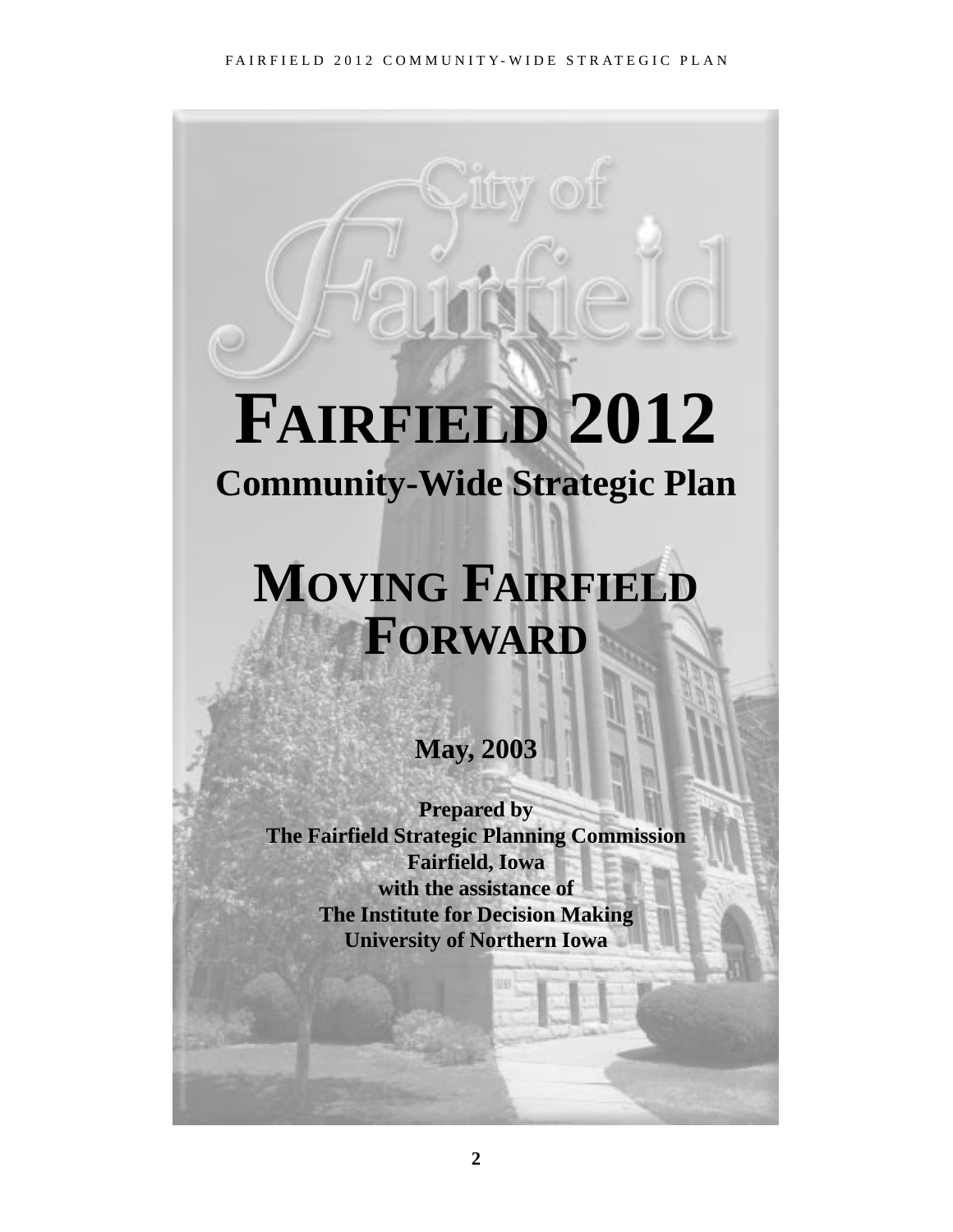# FAIRFIELD 2012

## Community-Wide Strategic Plan

# MOVING FAIRFIELD FORWARD

**May, 2003**

**Prepared by**
**The Fairfield Strategic Planning Commission**
**Fairfield, Iowa**
**with the assistance of**
**The Institute for Decision Making**
**University of Northern Iowa**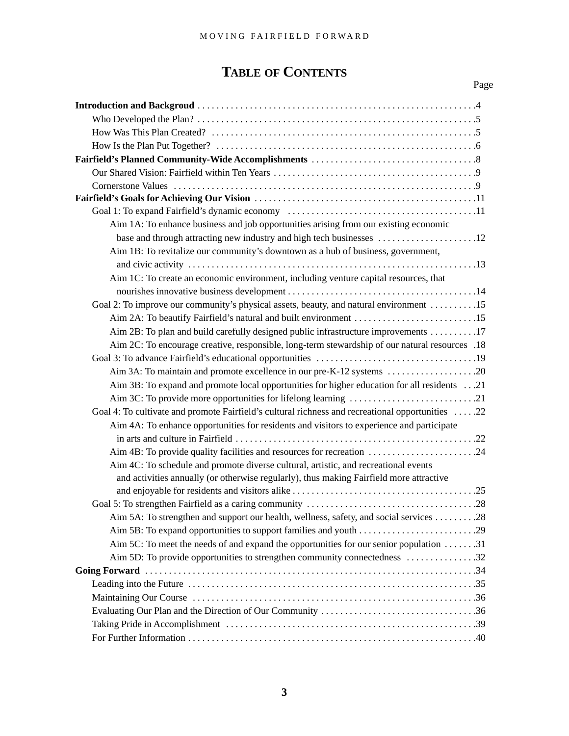# Table of Contents

| | Page |
|---|---|
| **Introduction and Backgroud** | 4 |
| Who Developed the Plan? | 5 |
| How Was This Plan Created? | 5 |
| How Is the Plan Put Together? | 6 |
| **Fairfield's Planned Community-Wide Accomplishments** | 8 |
| Our Shared Vision: Fairfield within Ten Years | 9 |
| Cornerstone Values | 9 |
| **Fairfield's Goals for Achieving Our Vision** | 11 |
| Goal 1: To expand Fairfield's dynamic economy | 11 |
| Aim 1A: To enhance business and job opportunities arising from our existing economic base and through attracting new industry and high tech businesses | 12 |
| Aim 1B: To revitalize our community's downtown as a hub of business, government, and civic activity | 13 |
| Aim 1C: To create an economic environment, including venture capital resources, that nourishes innovative business development | 14 |
| Goal 2: To improve our community's physical assets, beauty, and natural environment | 15 |
| Aim 2A: To beautify Fairfield's natural and built environment | 15 |
| Aim 2B: To plan and build carefully designed public infrastructure improvements | 17 |
| Aim 2C: To encourage creative, responsible, long-term stewardship of our natural resources | 18 |
| Goal 3: To advance Fairfield's educational opportunities | 19 |
| Aim 3A: To maintain and promote excellence in our pre-K-12 systems | 20 |
| Aim 3B: To expand and promote local opportunities for higher education for all residents | 21 |
| Aim 3C: To provide more opportunities for lifelong learning | 21 |
| Goal 4: To cultivate and promote Fairfield's cultural richness and recreational opportunities | 22 |
| Aim 4A: To enhance opportunities for residents and visitors to experience and participate in arts and culture in Fairfield | 22 |
| Aim 4B: To provide quality facilities and resources for recreation | 24 |
| Aim 4C: To schedule and promote diverse cultural, artistic, and recreational events and activities annually (or otherwise regularly), thus making Fairfield more attractive and enjoyable for residents and visitors alike | 25 |
| Goal 5: To strengthen Fairfield as a caring community | 28 |
| Aim 5A: To strengthen and support our health, wellness, safety, and social services | 28 |
| Aim 5B: To expand opportunities to support families and youth | 29 |
| Aim 5C: To meet the needs of and expand the opportunities for our senior population | 31 |
| Aim 5D: To provide opportunities to strengthen community connectedness | 32 |
| **Going Forward** | 34 |
| Leading into the Future | 35 |
| Maintaining Our Course | 36 |
| Evaluating Our Plan and the Direction of Our Community | 36 |
| Taking Pride in Accomplishment | 39 |
| For Further Information | 40 |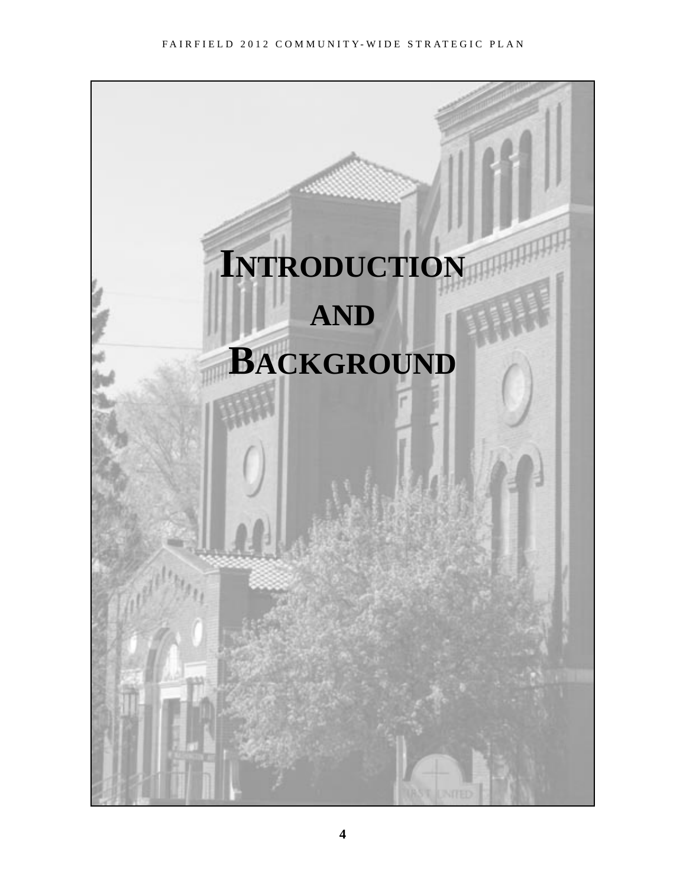# Introduction and Background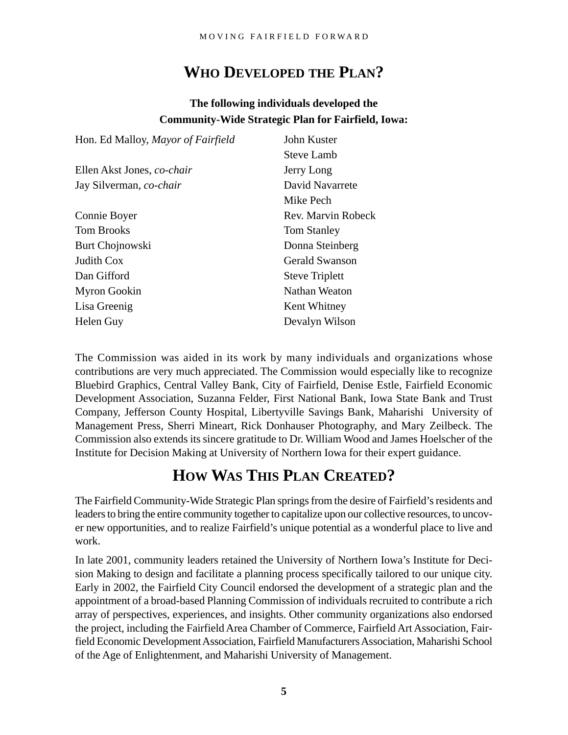## Who Developed the Plan?

**The following individuals developed the Community-Wide Strategic Plan for Fairfield, Iowa:**

Hon. Ed Malloy, *Mayor of Fairfield*

Ellen Akst Jones, *co-chair*
Jay Silverman, *co-chair*

Connie Boyer
Tom Brooks
Burt Chojnowski
Judith Cox
Dan Gifford
Myron Gookin
Lisa Greenig
Helen Guy
John Kuster
Steve Lamb
Jerry Long
David Navarrete
Mike Pech
Rev. Marvin Robeck
Tom Stanley
Donna Steinberg
Gerald Swanson
Steve Triplett
Nathan Weaton
Kent Whitney
Devalyn Wilson

The Commission was aided in its work by many individuals and organizations whose contributions are very much appreciated. The Commission would especially like to recognize Bluebird Graphics, Central Valley Bank, City of Fairfield, Denise Estle, Fairfield Economic Development Association, Suzanna Felder, First National Bank, Iowa State Bank and Trust Company, Jefferson County Hospital, Libertyville Savings Bank, Maharishi University of Management Press, Sherri Mineart, Rick Donhauser Photography, and Mary Zeilbeck. The Commission also extends its sincere gratitude to Dr. William Wood and James Hoelscher of the Institute for Decision Making at University of Northern Iowa for their expert guidance.

## How Was This Plan Created?

The Fairfield Community-Wide Strategic Plan springs from the desire of Fairfield's residents and leaders to bring the entire community together to capitalize upon our collective resources, to uncover new opportunities, and to realize Fairfield's unique potential as a wonderful place to live and work.

In late 2001, community leaders retained the University of Northern Iowa's Institute for Decision Making to design and facilitate a planning process specifically tailored to our unique city. Early in 2002, the Fairfield City Council endorsed the development of a strategic plan and the appointment of a broad-based Planning Commission of individuals recruited to contribute a rich array of perspectives, experiences, and insights. Other community organizations also endorsed the project, including the Fairfield Area Chamber of Commerce, Fairfield Art Association, Fairfield Economic Development Association, Fairfield Manufacturers Association, Maharishi School of the Age of Enlightenment, and Maharishi University of Management.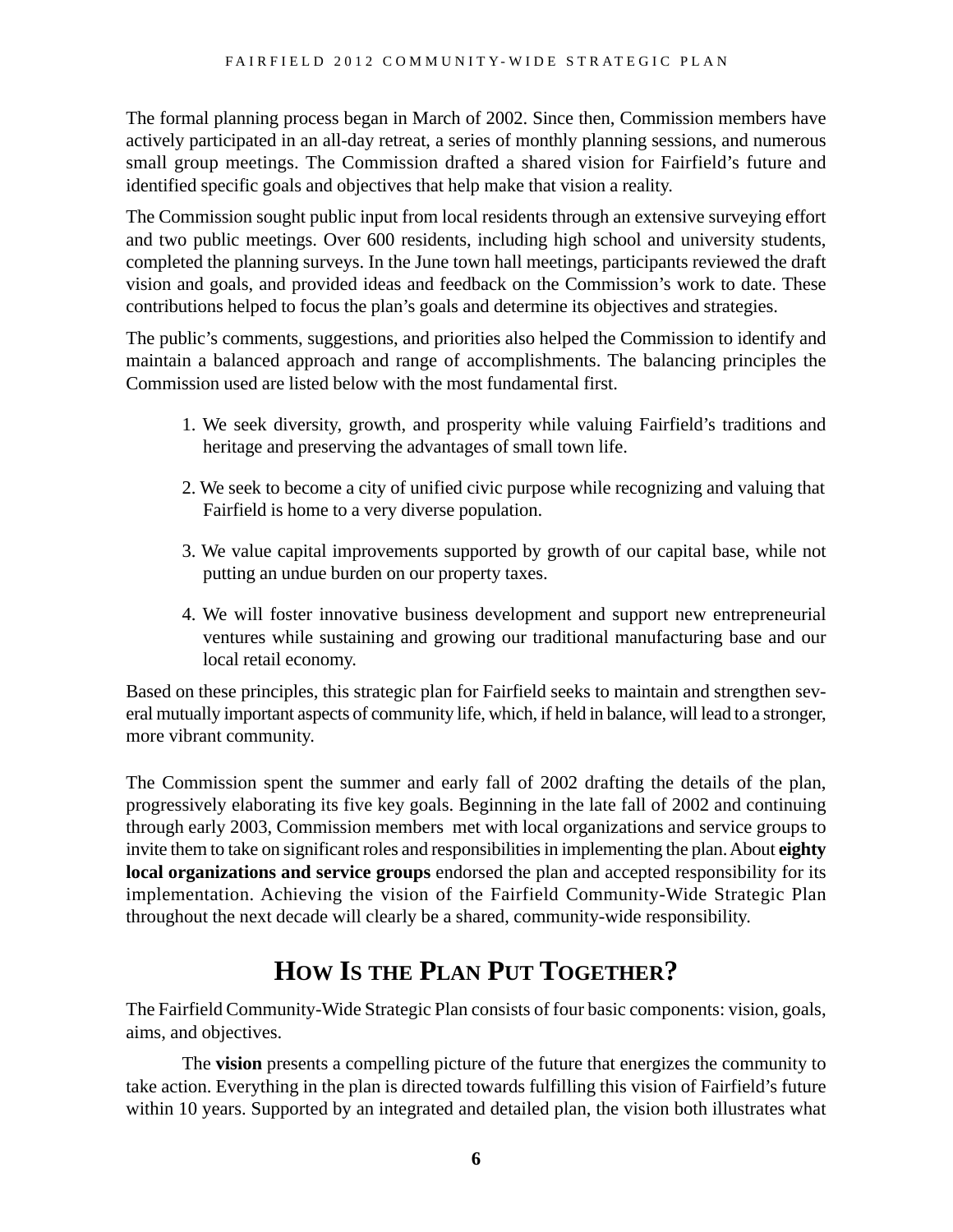The formal planning process began in March of 2002. Since then, Commission members have actively participated in an all-day retreat, a series of monthly planning sessions, and numerous small group meetings. The Commission drafted a shared vision for Fairfield's future and identified specific goals and objectives that help make that vision a reality.

The Commission sought public input from local residents through an extensive surveying effort and two public meetings. Over 600 residents, including high school and university students, completed the planning surveys. In the June town hall meetings, participants reviewed the draft vision and goals, and provided ideas and feedback on the Commission's work to date. These contributions helped to focus the plan's goals and determine its objectives and strategies.

The public's comments, suggestions, and priorities also helped the Commission to identify and maintain a balanced approach and range of accomplishments. The balancing principles the Commission used are listed below with the most fundamental first.

1. We seek diversity, growth, and prosperity while valuing Fairfield's traditions and heritage and preserving the advantages of small town life.
2. We seek to become a city of unified civic purpose while recognizing and valuing that Fairfield is home to a very diverse population.
3. We value capital improvements supported by growth of our capital base, while not putting an undue burden on our property taxes.
4. We will foster innovative business development and support new entrepreneurial ventures while sustaining and growing our traditional manufacturing base and our local retail economy.

Based on these principles, this strategic plan for Fairfield seeks to maintain and strengthen several mutually important aspects of community life, which, if held in balance, will lead to a stronger, more vibrant community.

The Commission spent the summer and early fall of 2002 drafting the details of the plan, progressively elaborating its five key goals. Beginning in the late fall of 2002 and continuing through early 2003, Commission members met with local organizations and service groups to invite them to take on significant roles and responsibilities in implementing the plan. About **eighty local organizations and service groups** endorsed the plan and accepted responsibility for its implementation. Achieving the vision of the Fairfield Community-Wide Strategic Plan throughout the next decade will clearly be a shared, community-wide responsibility.

## How Is the Plan Put Together?

The Fairfield Community-Wide Strategic Plan consists of four basic components: vision, goals, aims, and objectives.

The **vision** presents a compelling picture of the future that energizes the community to take action. Everything in the plan is directed towards fulfilling this vision of Fairfield's future within 10 years. Supported by an integrated and detailed plan, the vision both illustrates what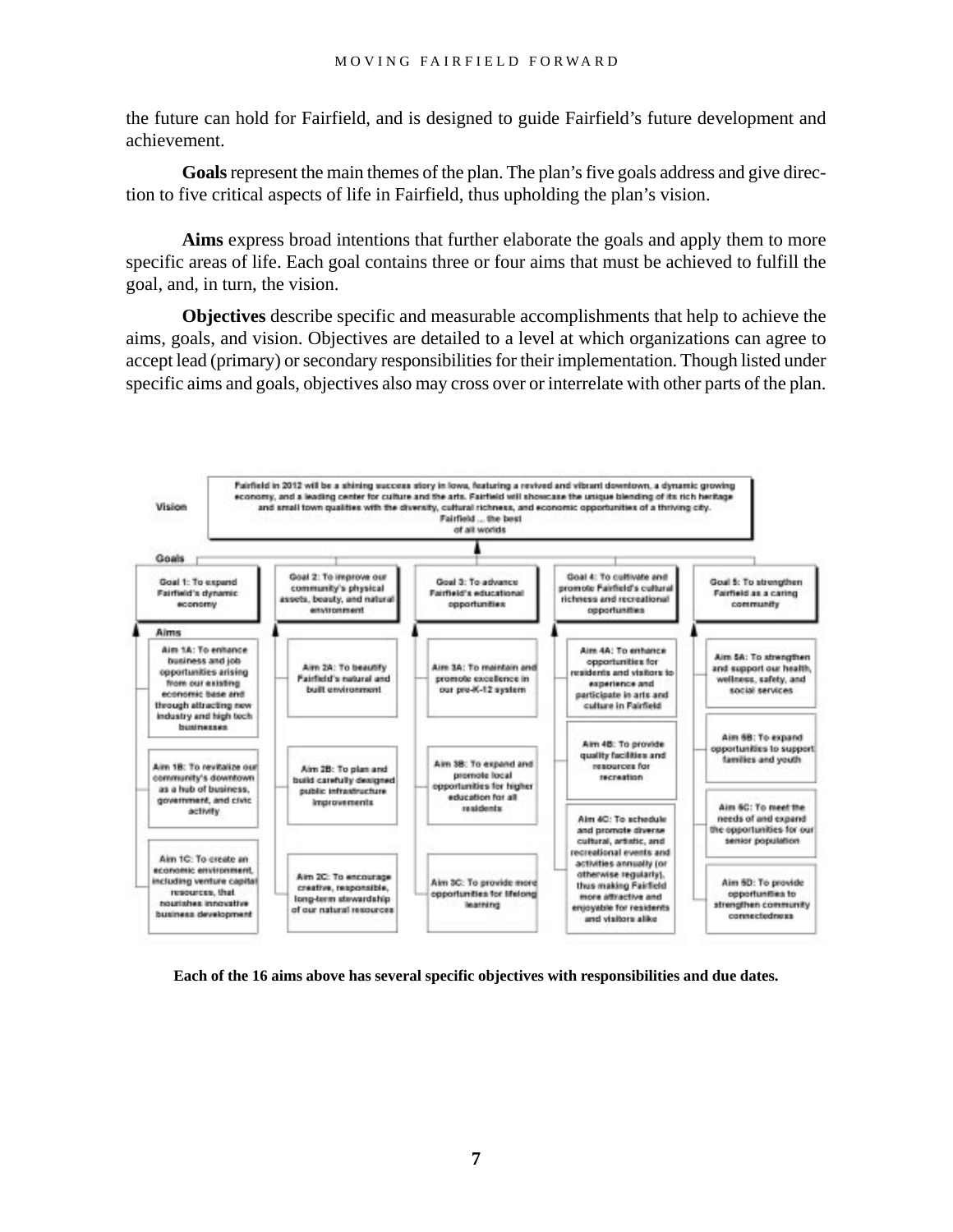the future can hold for Fairfield, and is designed to guide Fairfield's future development and achievement.

**Goals** represent the main themes of the plan. The plan's five goals address and give direction to five critical aspects of life in Fairfield, thus upholding the plan's vision.

**Aims** express broad intentions that further elaborate the goals and apply them to more specific areas of life. Each goal contains three or four aims that must be achieved to fulfill the goal, and, in turn, the vision.

**Objectives** describe specific and measurable accomplishments that help to achieve the aims, goals, and vision. Objectives are detailed to a level at which organizations can agree to accept lead (primary) or secondary responsibilities for their implementation. Though listed under specific aims and goals, objectives also may cross over or interrelate with other parts of the plan.

**Vision**

Fairfield in 2012 will be a shining success story in Iowa, featuring a revived and vibrant downtown, a dynamic growing economy, and a leading center for culture and the arts. Fairfield will showcase the unique blending of its rich heritage and small town qualities with the diversity, cultural richness, and economic opportunities of a thriving city. Fairfield ... the best of all worlds

**Goals and Aims**

- **Goal 1: To expand Fairfield's dynamic economy**
  - Aim 1A: To enhance business and job opportunities arising from our existing economic base and through attracting new industry and high tech businesses
  - Aim 1B: To revitalize our community's downtown as a hub of business, government, and civic activity
  - Aim 1C: To create an economic environment, including venture capital resources, that nourishes innovative business development
- **Goal 2: To improve our community's physical assets, beauty, and natural environment**
  - Aim 2A: To beautify Fairfield's natural and built environment
  - Aim 2B: To plan and build carefully designed public infrastructure improvements
  - Aim 2C: To encourage creative, responsible, long-term stewardship of our natural resources
- **Goal 3: To advance Fairfield's educational opportunities**
  - Aim 3A: To maintain and promote excellence in our pre-K-12 system
  - Aim 3B: To expand and promote local opportunities for higher education for all residents
  - Aim 3C: To provide more opportunities for lifelong learning
- **Goal 4: To cultivate and promote Fairfield's cultural richness and recreational opportunities**
  - Aim 4A: To enhance opportunities for residents and visitors to experience and participate in arts and culture in Fairfield
  - Aim 4B: To provide quality facilities and resources for recreation
  - Aim 4C: To schedule and promote diverse cultural, artistic, and recreational events and activities annually (or otherwise regularly), thus making Fairfield more attractive and enjoyable for residents and visitors alike
- **Goal 5: To strengthen Fairfield as a caring community**
  - Aim 5A: To strengthen and support our health, wellness, safety, and social services
  - Aim 5B: To expand opportunities to support families and youth
  - Aim 5C: To meet the needs of and expand the opportunities for our senior population
  - Aim 5D: To provide opportunities to strengthen community connectedness

**Each of the 16 aims above has several specific objectives with responsibilities and due dates.**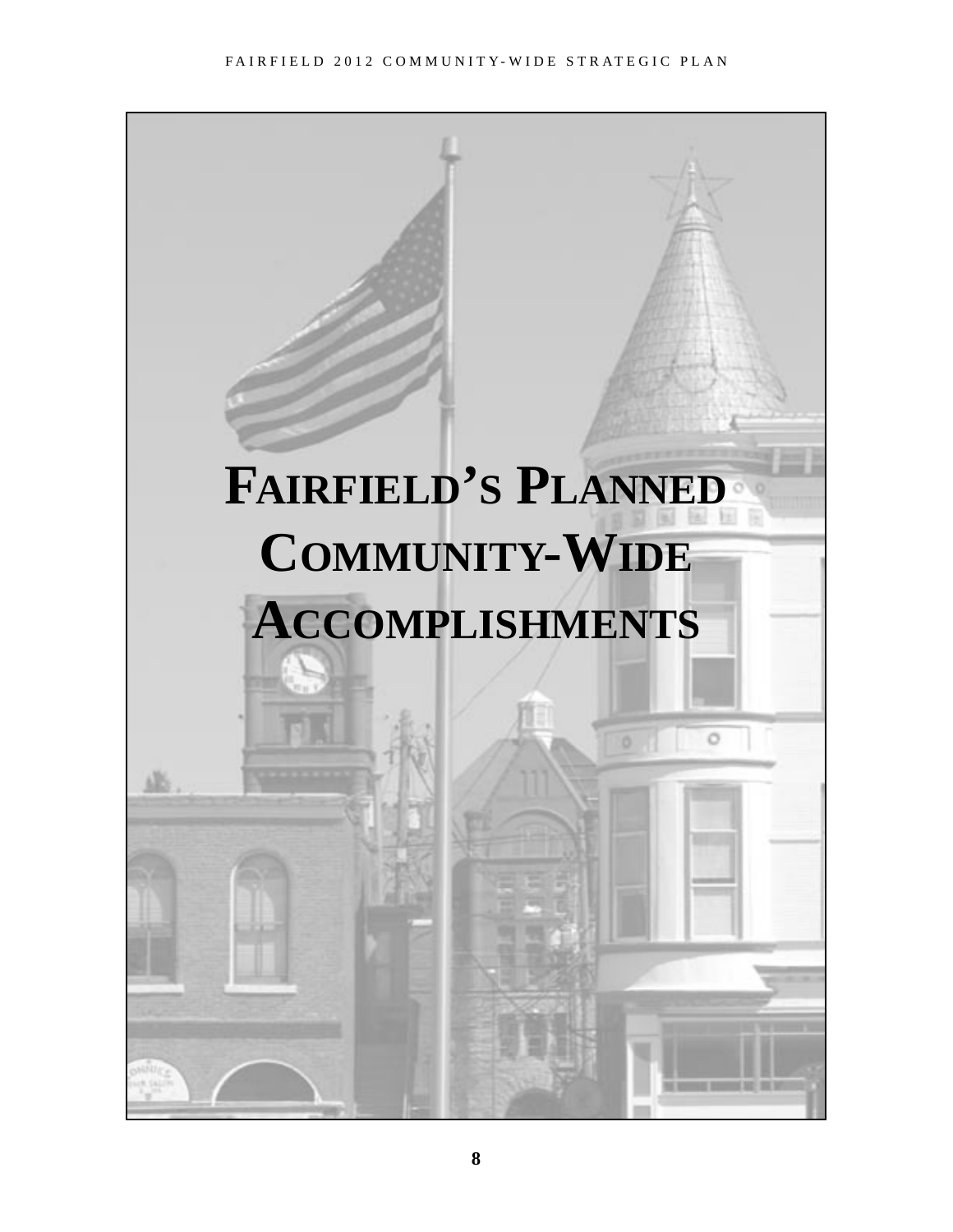# Fairfield's Planned Community-Wide Accomplishments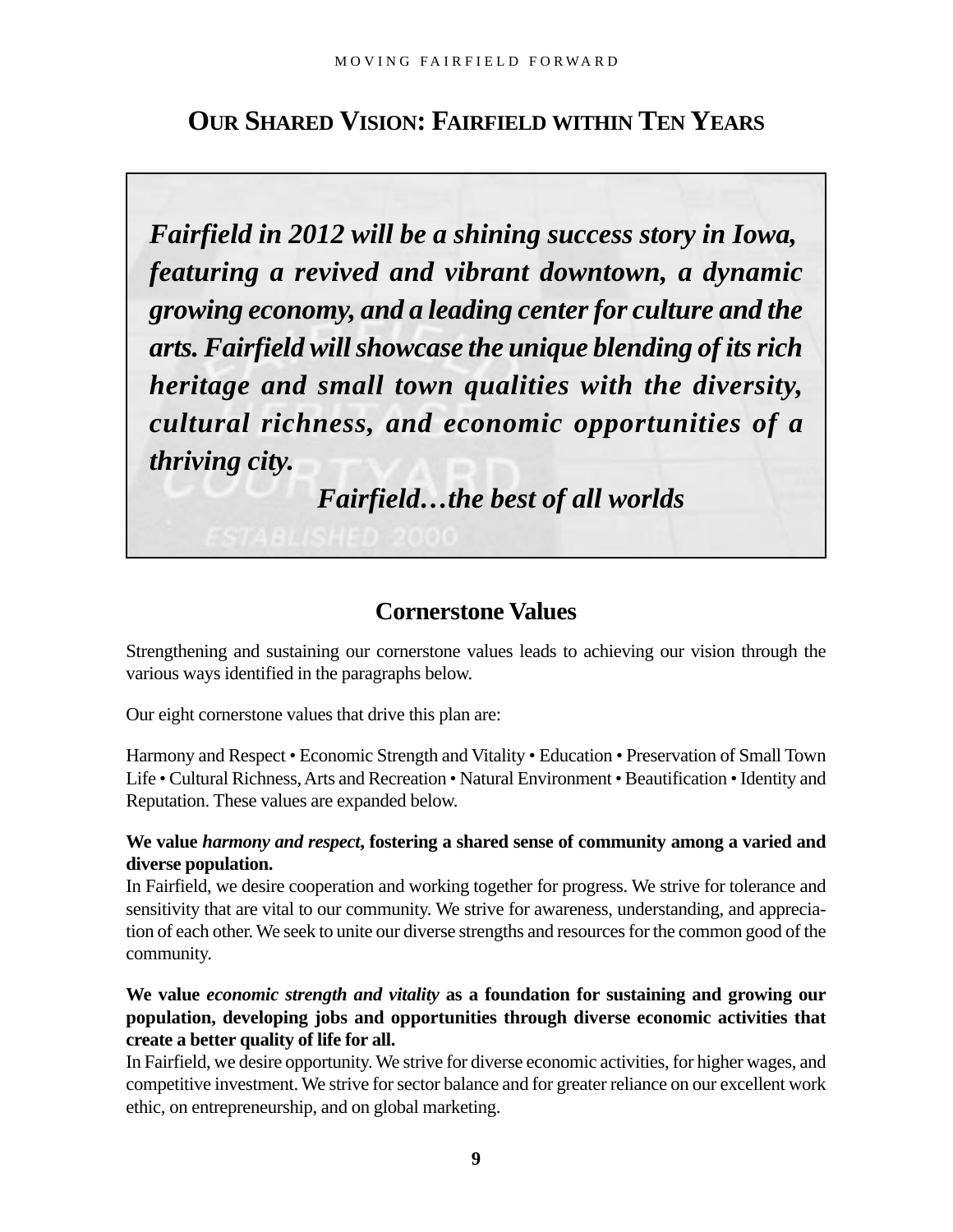## Our Shared Vision: Fairfield within Ten Years

***Fairfield in 2012 will be a shining success story in Iowa, featuring a revived and vibrant downtown, a dynamic growing economy, and a leading center for culture and the arts. Fairfield will showcase the unique blending of its rich heritage and small town qualities with the diversity, cultural richness, and economic opportunities of a thriving city.***

***Fairfield…the best of all worlds***

## Cornerstone Values

Strengthening and sustaining our cornerstone values leads to achieving our vision through the various ways identified in the paragraphs below.

Our eight cornerstone values that drive this plan are:

Harmony and Respect • Economic Strength and Vitality • Education • Preservation of Small Town Life • Cultural Richness, Arts and Recreation • Natural Environment • Beautification • Identity and Reputation. These values are expanded below.

**We value *harmony and respect*, fostering a shared sense of community among a varied and diverse population.**
In Fairfield, we desire cooperation and working together for progress. We strive for tolerance and sensitivity that are vital to our community. We strive for awareness, understanding, and appreciation of each other. We seek to unite our diverse strengths and resources for the common good of the community.

**We value *economic strength and vitality* as a foundation for sustaining and growing our population, developing jobs and opportunities through diverse economic activities that create a better quality of life for all.**
In Fairfield, we desire opportunity. We strive for diverse economic activities, for higher wages, and competitive investment. We strive for sector balance and for greater reliance on our excellent work ethic, on entrepreneurship, and on global marketing.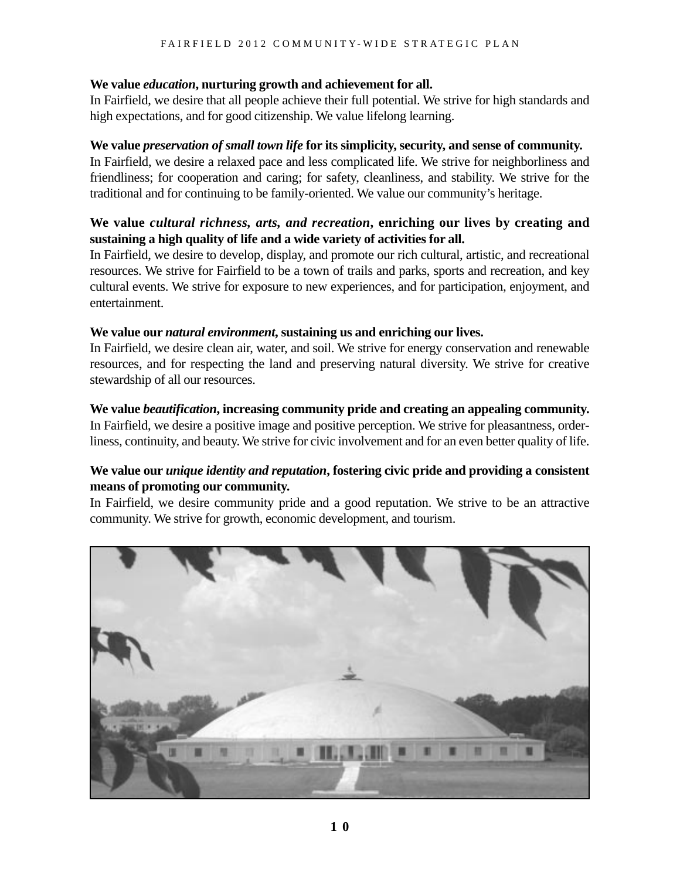**We value *education*, nurturing growth and achievement for all.**
In Fairfield, we desire that all people achieve their full potential. We strive for high standards and high expectations, and for good citizenship. We value lifelong learning.

**We value *preservation of small town life* for its simplicity, security, and sense of community.**
In Fairfield, we desire a relaxed pace and less complicated life. We strive for neighborliness and friendliness; for cooperation and caring; for safety, cleanliness, and stability. We strive for the traditional and for continuing to be family-oriented. We value our community's heritage.

**We value *cultural richness, arts, and recreation*, enriching our lives by creating and sustaining a high quality of life and a wide variety of activities for all.**
In Fairfield, we desire to develop, display, and promote our rich cultural, artistic, and recreational resources. We strive for Fairfield to be a town of trails and parks, sports and recreation, and key cultural events. We strive for exposure to new experiences, and for participation, enjoyment, and entertainment.

**We value our *natural environment*, sustaining us and enriching our lives.**
In Fairfield, we desire clean air, water, and soil. We strive for energy conservation and renewable resources, and for respecting the land and preserving natural diversity. We strive for creative stewardship of all our resources.

**We value *beautification*, increasing community pride and creating an appealing community.**
In Fairfield, we desire a positive image and positive perception. We strive for pleasantness, orderliness, continuity, and beauty. We strive for civic involvement and for an even better quality of life.

**We value our *unique identity and reputation*, fostering civic pride and providing a consistent means of promoting our community.**
In Fairfield, we desire community pride and a good reputation. We strive to be an attractive community. We strive for growth, economic development, and tourism.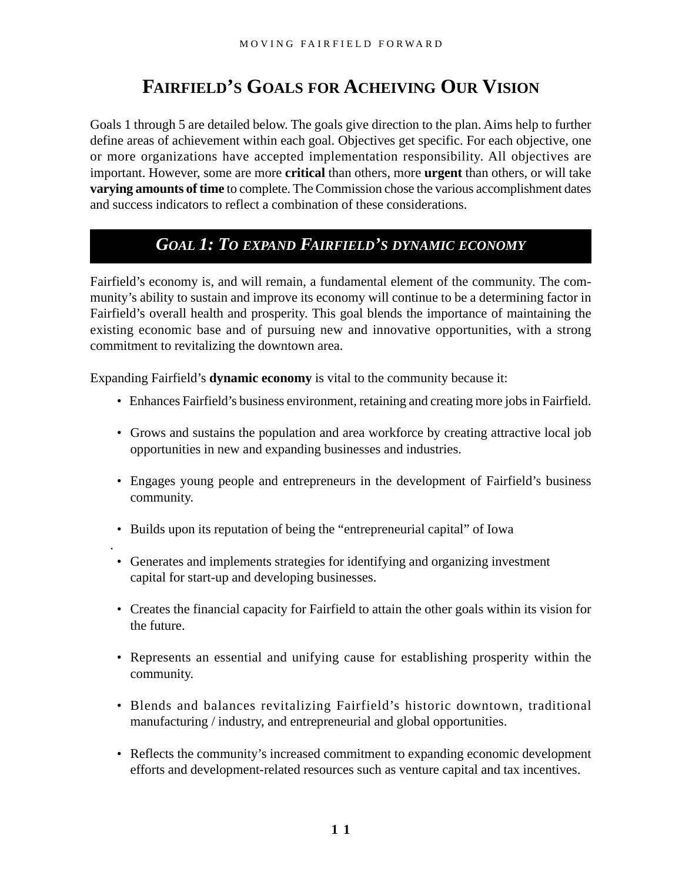# Fairfield's Goals for Acheiving Our Vision

Goals 1 through 5 are detailed below. The goals give direction to the plan. Aims help to further define areas of achievement within each goal. Objectives get specific. For each objective, one or more organizations have accepted implementation responsibility. All objectives are important. However, some are more **critical** than others, more **urgent** than others, or will take **varying amounts of time** to complete. The Commission chose the various accomplishment dates and success indicators to reflect a combination of these considerations.

## *Goal 1: To expand Fairfield's dynamic economy*

Fairfield's economy is, and will remain, a fundamental element of the community. The community's ability to sustain and improve its economy will continue to be a determining factor in Fairfield's overall health and prosperity. This goal blends the importance of maintaining the existing economic base and of pursuing new and innovative opportunities, with a strong commitment to revitalizing the downtown area.

Expanding Fairfield's **dynamic economy** is vital to the community because it:

- Enhances Fairfield's business environment, retaining and creating more jobs in Fairfield.
- Grows and sustains the population and area workforce by creating attractive local job opportunities in new and expanding businesses and industries.
- Engages young people and entrepreneurs in the development of Fairfield's business community.
- Builds upon its reputation of being the "entrepreneurial capital" of Iowa
- Generates and implements strategies for identifying and organizing investment capital for start-up and developing businesses.
- Creates the financial capacity for Fairfield to attain the other goals within its vision for the future.
- Represents an essential and unifying cause for establishing prosperity within the community.
- Blends and balances revitalizing Fairfield's historic downtown, traditional manufacturing / industry, and entrepreneurial and global opportunities.
- Reflects the community's increased commitment to expanding economic development efforts and development-related resources such as venture capital and tax incentives.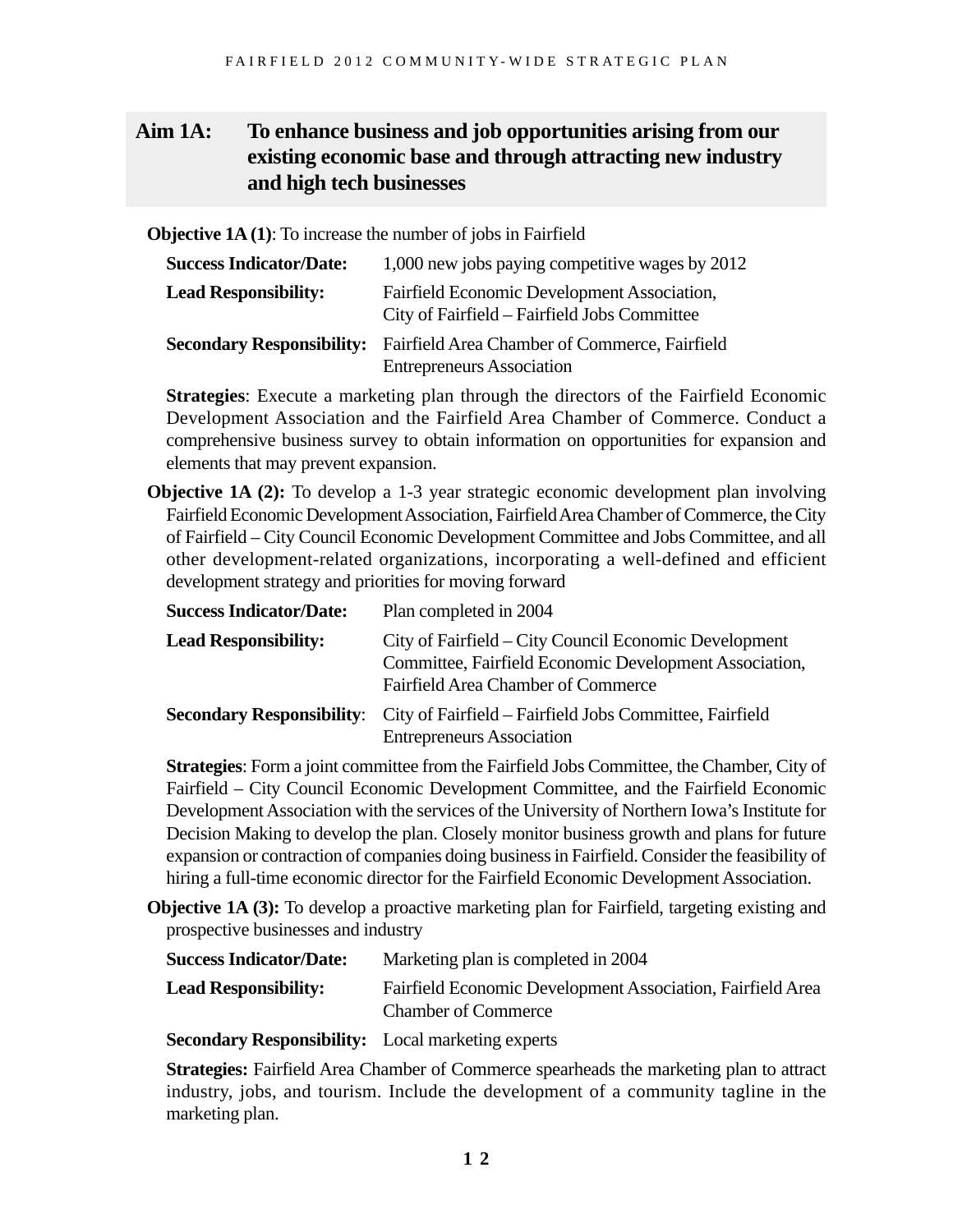## Aim 1A: To enhance business and job opportunities arising from our existing economic base and through attracting new industry and high tech businesses

**Objective 1A (1)**: To increase the number of jobs in Fairfield

**Success Indicator/Date:** 1,000 new jobs paying competitive wages by 2012

**Lead Responsibility:** Fairfield Economic Development Association, City of Fairfield – Fairfield Jobs Committee

**Secondary Responsibility:** Fairfield Area Chamber of Commerce, Fairfield Entrepreneurs Association

**Strategies**: Execute a marketing plan through the directors of the Fairfield Economic Development Association and the Fairfield Area Chamber of Commerce. Conduct a comprehensive business survey to obtain information on opportunities for expansion and elements that may prevent expansion.

**Objective 1A (2):** To develop a 1-3 year strategic economic development plan involving Fairfield Economic Development Association, Fairfield Area Chamber of Commerce, the City of Fairfield – City Council Economic Development Committee and Jobs Committee, and all other development-related organizations, incorporating a well-defined and efficient development strategy and priorities for moving forward

**Success Indicator/Date:** Plan completed in 2004

**Lead Responsibility:** City of Fairfield – City Council Economic Development Committee, Fairfield Economic Development Association, Fairfield Area Chamber of Commerce

**Secondary Responsibility**: City of Fairfield – Fairfield Jobs Committee, Fairfield Entrepreneurs Association

**Strategies**: Form a joint committee from the Fairfield Jobs Committee, the Chamber, City of Fairfield – City Council Economic Development Committee, and the Fairfield Economic Development Association with the services of the University of Northern Iowa's Institute for Decision Making to develop the plan. Closely monitor business growth and plans for future expansion or contraction of companies doing business in Fairfield. Consider the feasibility of hiring a full-time economic director for the Fairfield Economic Development Association.

**Objective 1A (3):** To develop a proactive marketing plan for Fairfield, targeting existing and prospective businesses and industry

**Success Indicator/Date:** Marketing plan is completed in 2004

**Lead Responsibility:** Fairfield Economic Development Association, Fairfield Area Chamber of Commerce

**Secondary Responsibility:** Local marketing experts

**Strategies:** Fairfield Area Chamber of Commerce spearheads the marketing plan to attract industry, jobs, and tourism. Include the development of a community tagline in the marketing plan.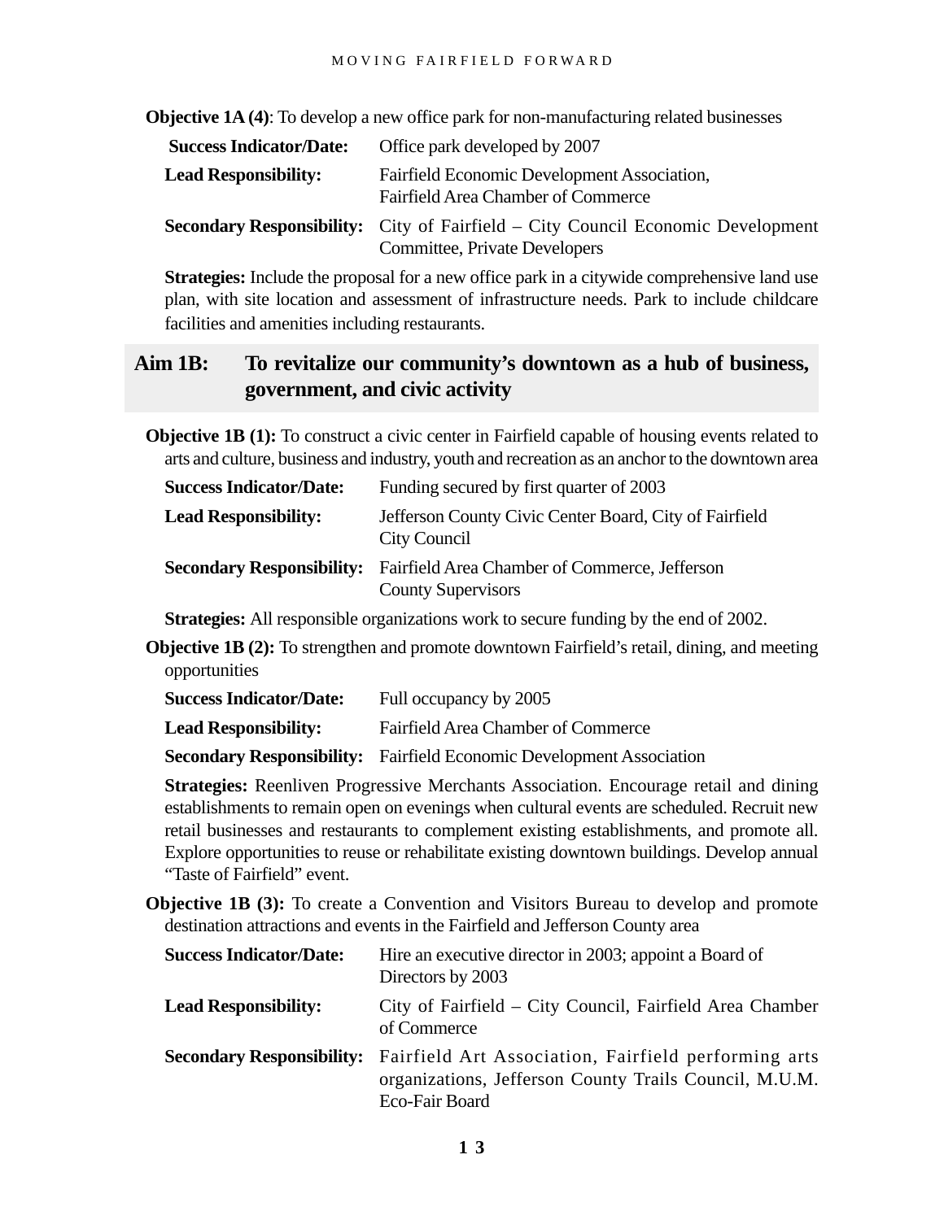**Objective 1A (4)**: To develop a new office park for non-manufacturing related businesses

**Success Indicator/Date:** Office park developed by 2007

**Lead Responsibility:** Fairfield Economic Development Association, Fairfield Area Chamber of Commerce

**Secondary Responsibility:** City of Fairfield – City Council Economic Development Committee, Private Developers

**Strategies:** Include the proposal for a new office park in a citywide comprehensive land use plan, with site location and assessment of infrastructure needs. Park to include childcare facilities and amenities including restaurants.

## Aim 1B: To revitalize our community's downtown as a hub of business, government, and civic activity

**Objective 1B (1):** To construct a civic center in Fairfield capable of housing events related to arts and culture, business and industry, youth and recreation as an anchor to the downtown area

**Success Indicator/Date:** Funding secured by first quarter of 2003

**Lead Responsibility:** Jefferson County Civic Center Board, City of Fairfield City Council

**Secondary Responsibility:** Fairfield Area Chamber of Commerce, Jefferson County Supervisors

**Strategies:** All responsible organizations work to secure funding by the end of 2002.

**Objective 1B (2):** To strengthen and promote downtown Fairfield's retail, dining, and meeting opportunities

**Success Indicator/Date:** Full occupancy by 2005

**Lead Responsibility:** Fairfield Area Chamber of Commerce

**Secondary Responsibility:** Fairfield Economic Development Association

**Strategies:** Reenliven Progressive Merchants Association. Encourage retail and dining establishments to remain open on evenings when cultural events are scheduled. Recruit new retail businesses and restaurants to complement existing establishments, and promote all. Explore opportunities to reuse or rehabilitate existing downtown buildings. Develop annual "Taste of Fairfield" event.

**Objective 1B (3):** To create a Convention and Visitors Bureau to develop and promote destination attractions and events in the Fairfield and Jefferson County area

**Success Indicator/Date:** Hire an executive director in 2003; appoint a Board of Directors by 2003

**Lead Responsibility:** City of Fairfield – City Council, Fairfield Area Chamber of Commerce

**Secondary Responsibility:** Fairfield Art Association, Fairfield performing arts organizations, Jefferson County Trails Council, M.U.M. Eco-Fair Board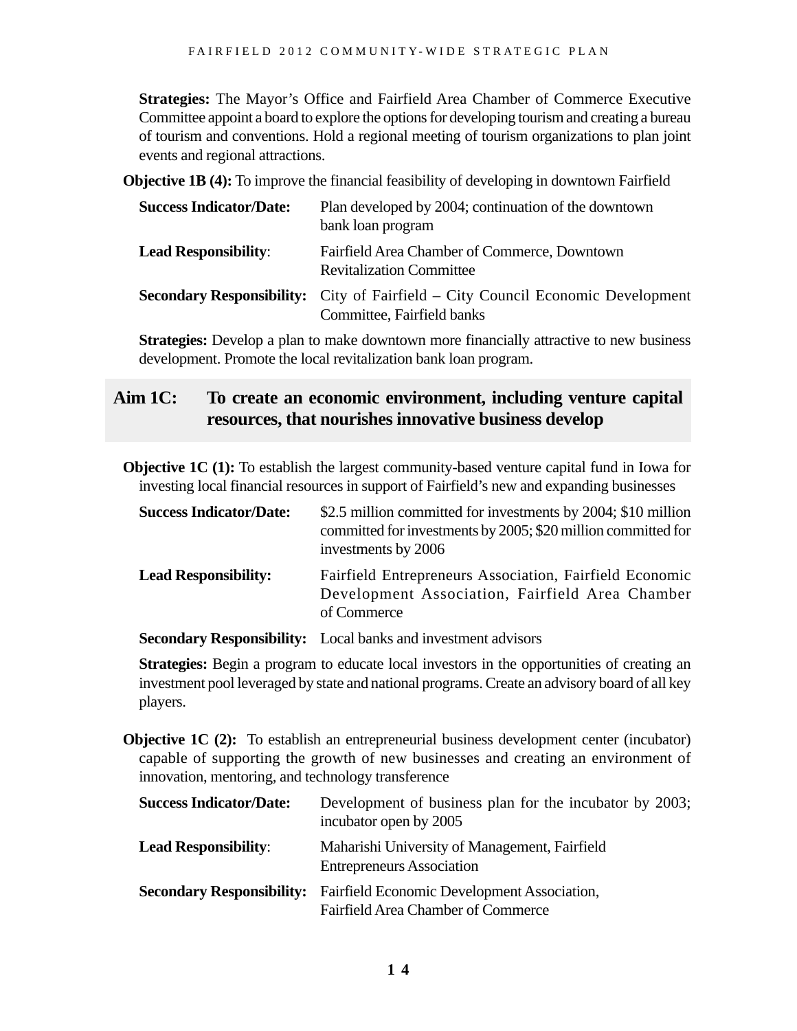**Strategies:** The Mayor's Office and Fairfield Area Chamber of Commerce Executive Committee appoint a board to explore the options for developing tourism and creating a bureau of tourism and conventions. Hold a regional meeting of tourism organizations to plan joint events and regional attractions.

**Objective 1B (4):** To improve the financial feasibility of developing in downtown Fairfield

**Success Indicator/Date:** Plan developed by 2004; continuation of the downtown bank loan program

**Lead Responsibility**: Fairfield Area Chamber of Commerce, Downtown Revitalization Committee

**Secondary Responsibility:** City of Fairfield – City Council Economic Development Committee, Fairfield banks

**Strategies:** Develop a plan to make downtown more financially attractive to new business development. Promote the local revitalization bank loan program.

## Aim 1C: To create an economic environment, including venture capital resources, that nourishes innovative business develop

**Objective 1C (1):** To establish the largest community-based venture capital fund in Iowa for investing local financial resources in support of Fairfield's new and expanding businesses

**Success Indicator/Date:** $2.5 million committed for investments by 2004; $10 million committed for investments by 2005; $20 million committed for investments by 2006

**Lead Responsibility:** Fairfield Entrepreneurs Association, Fairfield Economic Development Association, Fairfield Area Chamber of Commerce

**Secondary Responsibility:** Local banks and investment advisors

**Strategies:** Begin a program to educate local investors in the opportunities of creating an investment pool leveraged by state and national programs. Create an advisory board of all key players.

**Objective 1C (2):** To establish an entrepreneurial business development center (incubator) capable of supporting the growth of new businesses and creating an environment of innovation, mentoring, and technology transference

**Success Indicator/Date:** Development of business plan for the incubator by 2003; incubator open by 2005

**Lead Responsibility**: Maharishi University of Management, Fairfield Entrepreneurs Association

**Secondary Responsibility:** Fairfield Economic Development Association, Fairfield Area Chamber of Commerce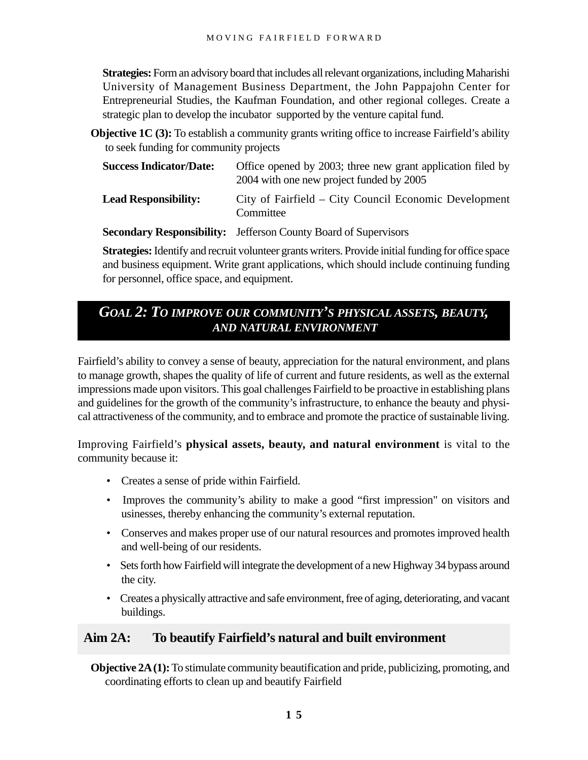**Strategies:** Form an advisory board that includes all relevant organizations, including Maharishi University of Management Business Department, the John Pappajohn Center for Entrepreneurial Studies, the Kaufman Foundation, and other regional colleges. Create a strategic plan to develop the incubator supported by the venture capital fund.

**Objective 1C (3):** To establish a community grants writing office to increase Fairfield's ability to seek funding for community projects

**Success Indicator/Date:** Office opened by 2003; three new grant application filed by 2004 with one new project funded by 2005

**Lead Responsibility:** City of Fairfield – City Council Economic Development Committee

**Secondary Responsibility:** Jefferson County Board of Supervisors

**Strategies:** Identify and recruit volunteer grants writers. Provide initial funding for office space and business equipment. Write grant applications, which should include continuing funding for personnel, office space, and equipment.

## *GOAL 2: TO IMPROVE OUR COMMUNITY'S PHYSICAL ASSETS, BEAUTY, AND NATURAL ENVIRONMENT*

Fairfield's ability to convey a sense of beauty, appreciation for the natural environment, and plans to manage growth, shapes the quality of life of current and future residents, as well as the external impressions made upon visitors. This goal challenges Fairfield to be proactive in establishing plans and guidelines for the growth of the community's infrastructure, to enhance the beauty and physical attractiveness of the community, and to embrace and promote the practice of sustainable living.

Improving Fairfield's **physical assets, beauty, and natural environment** is vital to the community because it:

- Creates a sense of pride within Fairfield.
- Improves the community's ability to make a good "first impression" on visitors and usinesses, thereby enhancing the community's external reputation.
- Conserves and makes proper use of our natural resources and promotes improved health and well-being of our residents.
- Sets forth how Fairfield will integrate the development of a new Highway 34 bypass around the city.
- Creates a physically attractive and safe environment, free of aging, deteriorating, and vacant buildings.

### Aim 2A: To beautify Fairfield's natural and built environment

**Objective 2A (1):** To stimulate community beautification and pride, publicizing, promoting, and coordinating efforts to clean up and beautify Fairfield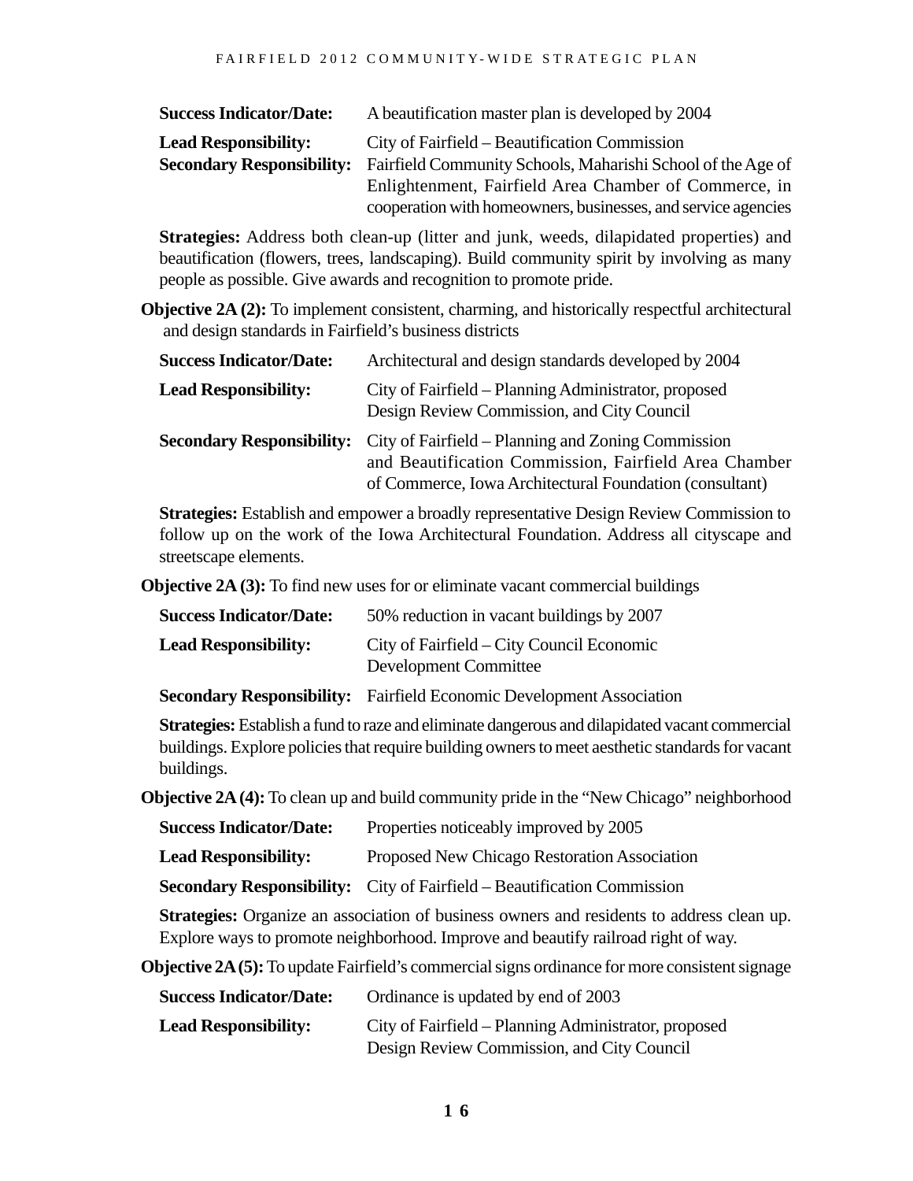**Success Indicator/Date:** A beautification master plan is developed by 2004

**Lead Responsibility:** City of Fairfield – Beautification Commission

**Secondary Responsibility:** Fairfield Community Schools, Maharishi School of the Age of Enlightenment, Fairfield Area Chamber of Commerce, in cooperation with homeowners, businesses, and service agencies

**Strategies:** Address both clean-up (litter and junk, weeds, dilapidated properties) and beautification (flowers, trees, landscaping). Build community spirit by involving as many people as possible. Give awards and recognition to promote pride.

**Objective 2A (2):** To implement consistent, charming, and historically respectful architectural and design standards in Fairfield's business districts

**Success Indicator/Date:** Architectural and design standards developed by 2004

**Lead Responsibility:** City of Fairfield – Planning Administrator, proposed Design Review Commission, and City Council

**Secondary Responsibility:** City of Fairfield – Planning and Zoning Commission and Beautification Commission, Fairfield Area Chamber of Commerce, Iowa Architectural Foundation (consultant)

**Strategies:** Establish and empower a broadly representative Design Review Commission to follow up on the work of the Iowa Architectural Foundation. Address all cityscape and streetscape elements.

**Objective 2A (3):** To find new uses for or eliminate vacant commercial buildings

**Success Indicator/Date:** 50% reduction in vacant buildings by 2007

**Lead Responsibility:** City of Fairfield – City Council Economic Development Committee

**Secondary Responsibility:** Fairfield Economic Development Association

**Strategies:** Establish a fund to raze and eliminate dangerous and dilapidated vacant commercial buildings. Explore policies that require building owners to meet aesthetic standards for vacant buildings.

**Objective 2A (4):** To clean up and build community pride in the "New Chicago" neighborhood

**Success Indicator/Date:** Properties noticeably improved by 2005

**Lead Responsibility:** Proposed New Chicago Restoration Association

**Secondary Responsibility:** City of Fairfield – Beautification Commission

**Strategies:** Organize an association of business owners and residents to address clean up. Explore ways to promote neighborhood. Improve and beautify railroad right of way.

**Objective 2A (5):** To update Fairfield's commercial signs ordinance for more consistent signage

**Success Indicator/Date:** Ordinance is updated by end of 2003

**Lead Responsibility:** City of Fairfield – Planning Administrator, proposed Design Review Commission, and City Council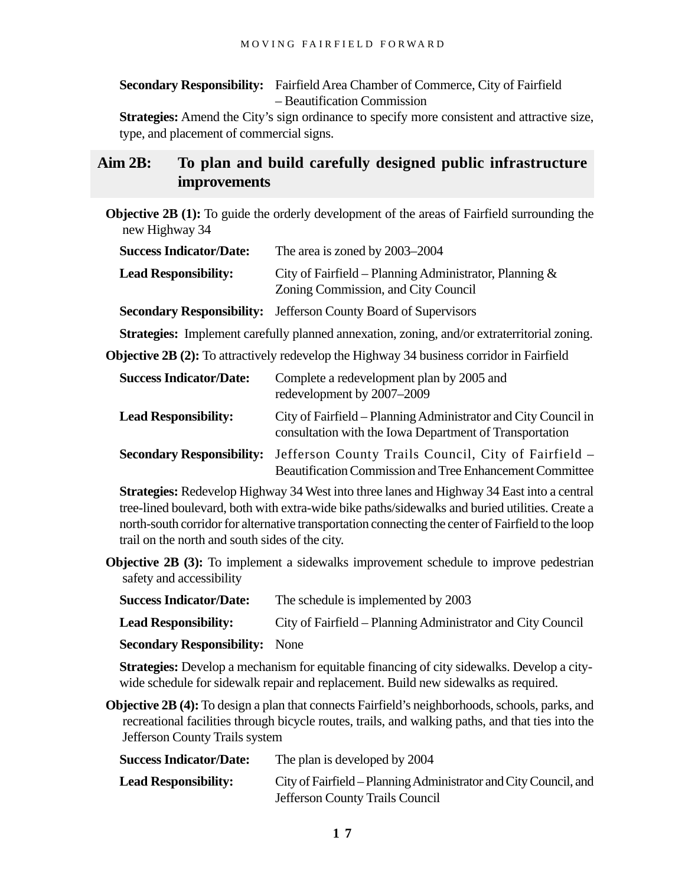**Secondary Responsibility:** Fairfield Area Chamber of Commerce, City of Fairfield – Beautification Commission

**Strategies:** Amend the City's sign ordinance to specify more consistent and attractive size, type, and placement of commercial signs.

## Aim 2B: To plan and build carefully designed public infrastructure improvements

**Objective 2B (1):** To guide the orderly development of the areas of Fairfield surrounding the new Highway 34

**Success Indicator/Date:** The area is zoned by 2003–2004

**Lead Responsibility:** City of Fairfield – Planning Administrator, Planning & Zoning Commission, and City Council

**Secondary Responsibility:** Jefferson County Board of Supervisors

**Strategies:** Implement carefully planned annexation, zoning, and/or extraterritorial zoning.

**Objective 2B (2):** To attractively redevelop the Highway 34 business corridor in Fairfield

**Success Indicator/Date:** Complete a redevelopment plan by 2005 and redevelopment by 2007–2009

**Lead Responsibility:** City of Fairfield – Planning Administrator and City Council in consultation with the Iowa Department of Transportation

**Secondary Responsibility:** Jefferson County Trails Council, City of Fairfield – Beautification Commission and Tree Enhancement Committee

**Strategies:** Redevelop Highway 34 West into three lanes and Highway 34 East into a central tree-lined boulevard, both with extra-wide bike paths/sidewalks and buried utilities. Create a north-south corridor for alternative transportation connecting the center of Fairfield to the loop trail on the north and south sides of the city.

**Objective 2B (3):** To implement a sidewalks improvement schedule to improve pedestrian safety and accessibility

**Success Indicator/Date:** The schedule is implemented by 2003

**Lead Responsibility:** City of Fairfield – Planning Administrator and City Council

**Secondary Responsibility:** None

**Strategies:** Develop a mechanism for equitable financing of city sidewalks. Develop a city-wide schedule for sidewalk repair and replacement. Build new sidewalks as required.

**Objective 2B (4):** To design a plan that connects Fairfield's neighborhoods, schools, parks, and recreational facilities through bicycle routes, trails, and walking paths, and that ties into the Jefferson County Trails system

**Success Indicator/Date:** The plan is developed by 2004

**Lead Responsibility:** City of Fairfield – Planning Administrator and City Council, and Jefferson County Trails Council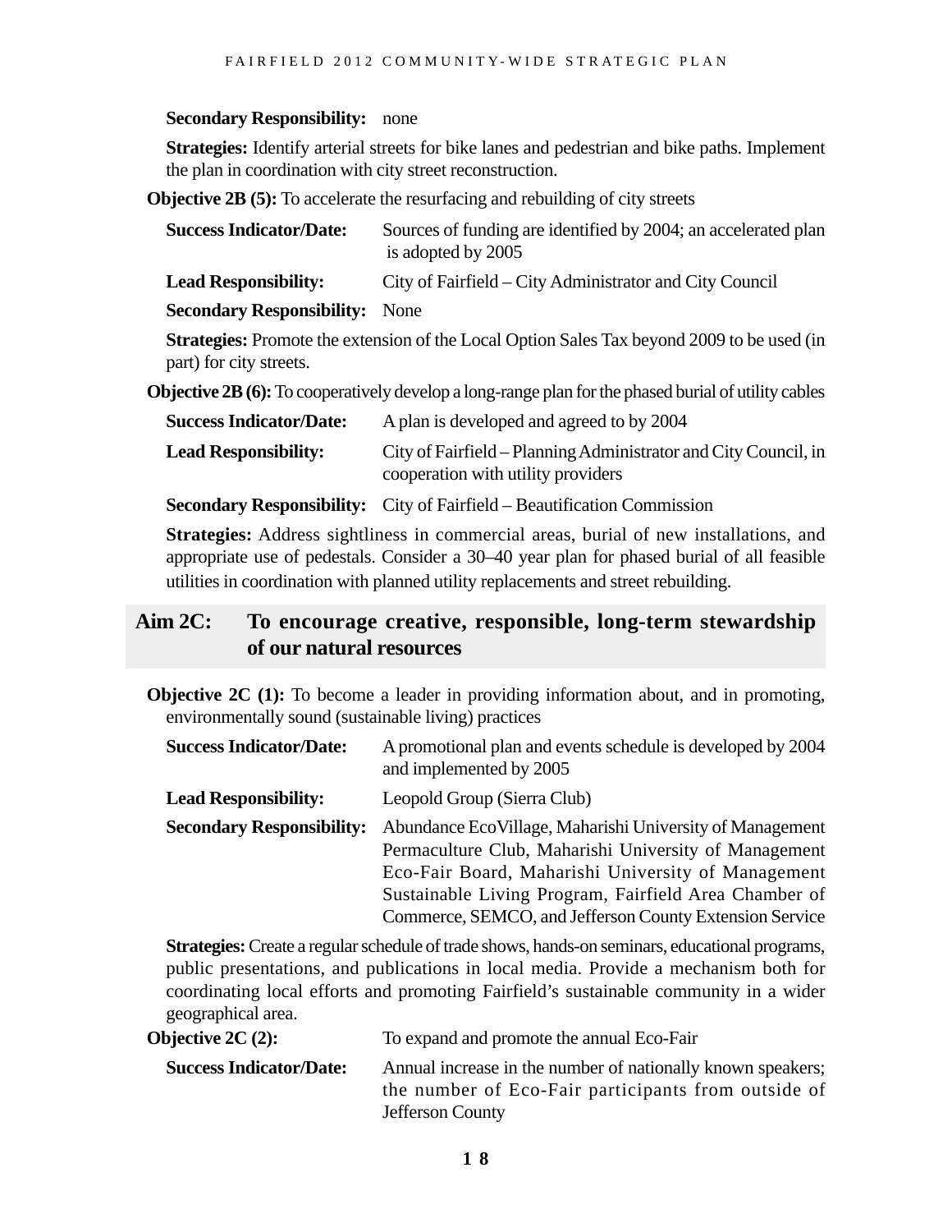**Secondary Responsibility:** none

**Strategies:** Identify arterial streets for bike lanes and pedestrian and bike paths. Implement the plan in coordination with city street reconstruction.

**Objective 2B (5):** To accelerate the resurfacing and rebuilding of city streets

**Success Indicator/Date:** Sources of funding are identified by 2004; an accelerated plan is adopted by 2005

**Lead Responsibility:** City of Fairfield – City Administrator and City Council

**Secondary Responsibility:** None

**Strategies:** Promote the extension of the Local Option Sales Tax beyond 2009 to be used (in part) for city streets.

**Objective 2B (6):** To cooperatively develop a long-range plan for the phased burial of utility cables

**Success Indicator/Date:** A plan is developed and agreed to by 2004

**Lead Responsibility:** City of Fairfield – Planning Administrator and City Council, in cooperation with utility providers

**Secondary Responsibility:** City of Fairfield – Beautification Commission

**Strategies:** Address sightliness in commercial areas, burial of new installations, and appropriate use of pedestals. Consider a 30–40 year plan for phased burial of all feasible utilities in coordination with planned utility replacements and street rebuilding.

## Aim 2C: To encourage creative, responsible, long-term stewardship of our natural resources

**Objective 2C (1):** To become a leader in providing information about, and in promoting, environmentally sound (sustainable living) practices

**Success Indicator/Date:** A promotional plan and events schedule is developed by 2004 and implemented by 2005

**Lead Responsibility:** Leopold Group (Sierra Club)

**Secondary Responsibility:** Abundance EcoVillage, Maharishi University of Management Permaculture Club, Maharishi University of Management Eco-Fair Board, Maharishi University of Management Sustainable Living Program, Fairfield Area Chamber of Commerce, SEMCO, and Jefferson County Extension Service

**Strategies:** Create a regular schedule of trade shows, hands-on seminars, educational programs, public presentations, and publications in local media. Provide a mechanism both for coordinating local efforts and promoting Fairfield's sustainable community in a wider geographical area.

**Objective 2C (2):** To expand and promote the annual Eco-Fair

**Success Indicator/Date:** Annual increase in the number of nationally known speakers; the number of Eco-Fair participants from outside of Jefferson County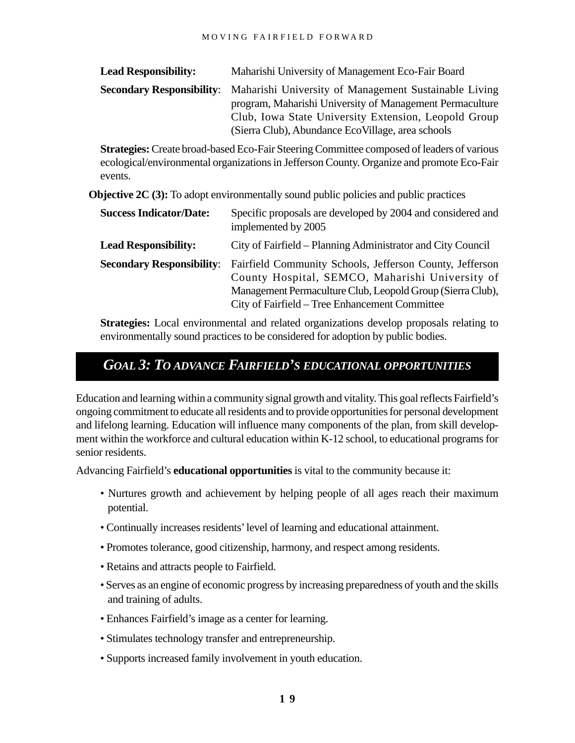**Lead Responsibility:** Maharishi University of Management Eco-Fair Board

**Secondary Responsibility**: Maharishi University of Management Sustainable Living program, Maharishi University of Management Permaculture Club, Iowa State University Extension, Leopold Group (Sierra Club), Abundance EcoVillage, area schools

**Strategies:** Create broad-based Eco-Fair Steering Committee composed of leaders of various ecological/environmental organizations in Jefferson County. Organize and promote Eco-Fair events.

**Objective 2C (3):** To adopt environmentally sound public policies and public practices

**Success Indicator/Date:** Specific proposals are developed by 2004 and considered and implemented by 2005

**Lead Responsibility:** City of Fairfield – Planning Administrator and City Council

**Secondary Responsibility**: Fairfield Community Schools, Jefferson County, Jefferson County Hospital, SEMCO, Maharishi University of Management Permaculture Club, Leopold Group (Sierra Club), City of Fairfield – Tree Enhancement Committee

**Strategies:** Local environmental and related organizations develop proposals relating to environmentally sound practices to be considered for adoption by public bodies.

## *GOAL 3: TO ADVANCE FAIRFIELD'S EDUCATIONAL OPPORTUNITIES*

Education and learning within a community signal growth and vitality. This goal reflects Fairfield's ongoing commitment to educate all residents and to provide opportunities for personal development and lifelong learning. Education will influence many components of the plan, from skill development within the workforce and cultural education within K-12 school, to educational programs for senior residents.

Advancing Fairfield's **educational opportunities** is vital to the community because it:

- Nurtures growth and achievement by helping people of all ages reach their maximum potential.
- Continually increases residents' level of learning and educational attainment.
- Promotes tolerance, good citizenship, harmony, and respect among residents.
- Retains and attracts people to Fairfield.
- Serves as an engine of economic progress by increasing preparedness of youth and the skills and training of adults.
- Enhances Fairfield's image as a center for learning.
- Stimulates technology transfer and entrepreneurship.
- Supports increased family involvement in youth education.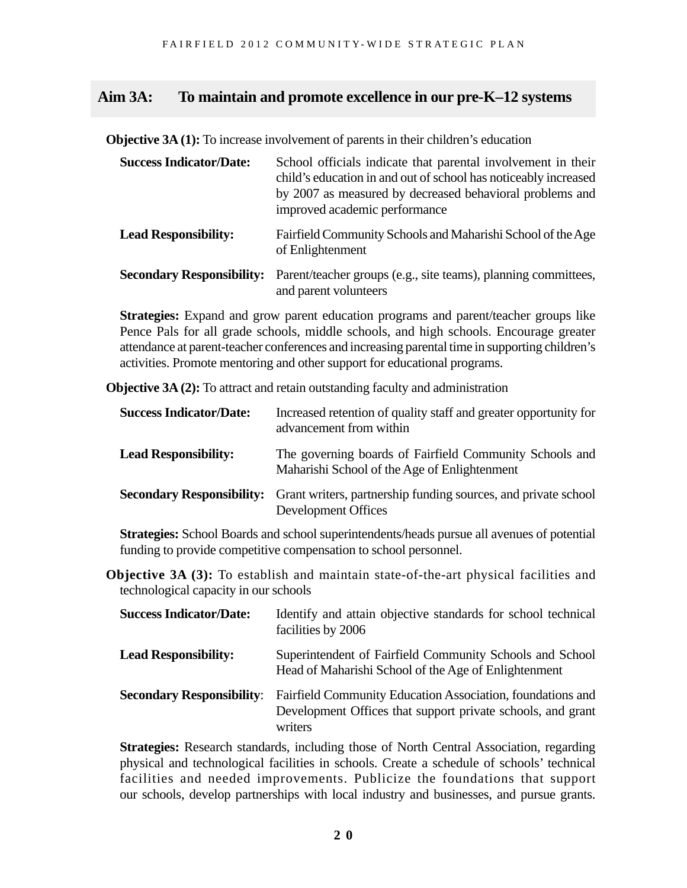## Aim 3A: To maintain and promote excellence in our pre-K–12 systems

**Objective 3A (1):** To increase involvement of parents in their children's education

**Success Indicator/Date:** School officials indicate that parental involvement in their child's education in and out of school has noticeably increased by 2007 as measured by decreased behavioral problems and improved academic performance

**Lead Responsibility:** Fairfield Community Schools and Maharishi School of the Age of Enlightenment

**Secondary Responsibility:** Parent/teacher groups (e.g., site teams), planning committees, and parent volunteers

**Strategies:** Expand and grow parent education programs and parent/teacher groups like Pence Pals for all grade schools, middle schools, and high schools. Encourage greater attendance at parent-teacher conferences and increasing parental time in supporting children's activities. Promote mentoring and other support for educational programs.

**Objective 3A (2):** To attract and retain outstanding faculty and administration

**Success Indicator/Date:** Increased retention of quality staff and greater opportunity for advancement from within

**Lead Responsibility:** The governing boards of Fairfield Community Schools and Maharishi School of the Age of Enlightenment

**Secondary Responsibility:** Grant writers, partnership funding sources, and private school Development Offices

**Strategies:** School Boards and school superintendents/heads pursue all avenues of potential funding to provide competitive compensation to school personnel.

**Objective 3A (3):** To establish and maintain state-of-the-art physical facilities and technological capacity in our schools

**Success Indicator/Date:** Identify and attain objective standards for school technical facilities by 2006

**Lead Responsibility:** Superintendent of Fairfield Community Schools and School Head of Maharishi School of the Age of Enlightenment

**Secondary Responsibility**: Fairfield Community Education Association, foundations and Development Offices that support private schools, and grant writers

**Strategies:** Research standards, including those of North Central Association, regarding physical and technological facilities in schools. Create a schedule of schools' technical facilities and needed improvements. Publicize the foundations that support our schools, develop partnerships with local industry and businesses, and pursue grants.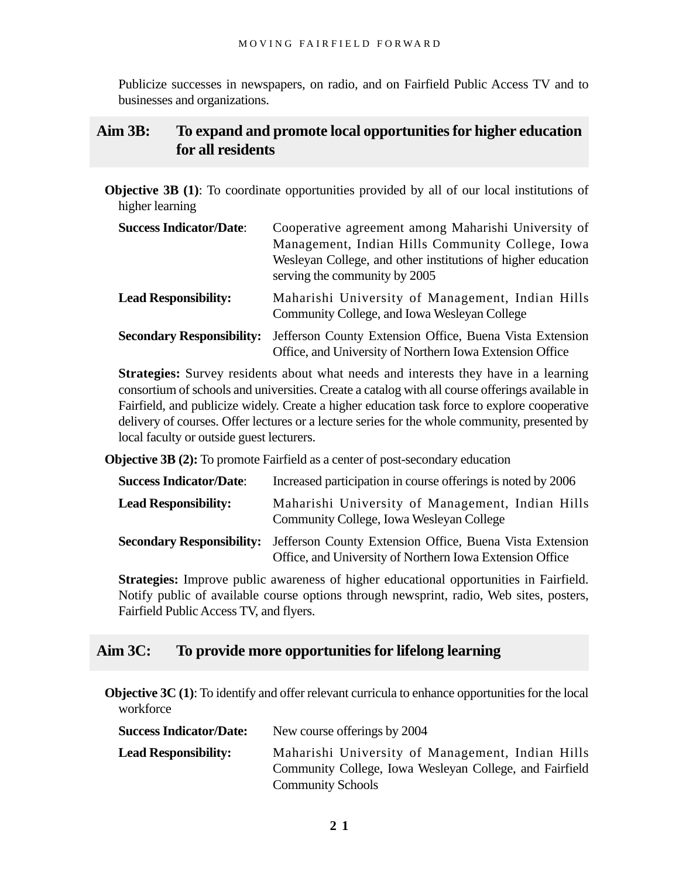Publicize successes in newspapers, on radio, and on Fairfield Public Access TV and to businesses and organizations.

## Aim 3B: To expand and promote local opportunities for higher education for all residents

**Objective 3B (1)**: To coordinate opportunities provided by all of our local institutions of higher learning

**Success Indicator/Date**: Cooperative agreement among Maharishi University of Management, Indian Hills Community College, Iowa Wesleyan College, and other institutions of higher education serving the community by 2005

**Lead Responsibility:** Maharishi University of Management, Indian Hills Community College, and Iowa Wesleyan College

**Secondary Responsibility:** Jefferson County Extension Office, Buena Vista Extension Office, and University of Northern Iowa Extension Office

**Strategies:** Survey residents about what needs and interests they have in a learning consortium of schools and universities. Create a catalog with all course offerings available in Fairfield, and publicize widely. Create a higher education task force to explore cooperative delivery of courses. Offer lectures or a lecture series for the whole community, presented by local faculty or outside guest lecturers.

**Objective 3B (2):** To promote Fairfield as a center of post-secondary education

**Success Indicator/Date**: Increased participation in course offerings is noted by 2006

**Lead Responsibility:** Maharishi University of Management, Indian Hills Community College, Iowa Wesleyan College

**Secondary Responsibility:** Jefferson County Extension Office, Buena Vista Extension Office, and University of Northern Iowa Extension Office

**Strategies:** Improve public awareness of higher educational opportunities in Fairfield. Notify public of available course options through newsprint, radio, Web sites, posters, Fairfield Public Access TV, and flyers.

## Aim 3C: To provide more opportunities for lifelong learning

**Objective 3C (1)**: To identify and offer relevant curricula to enhance opportunities for the local workforce

**Success Indicator/Date:** New course offerings by 2004

**Lead Responsibility:** Maharishi University of Management, Indian Hills Community College, Iowa Wesleyan College, and Fairfield Community Schools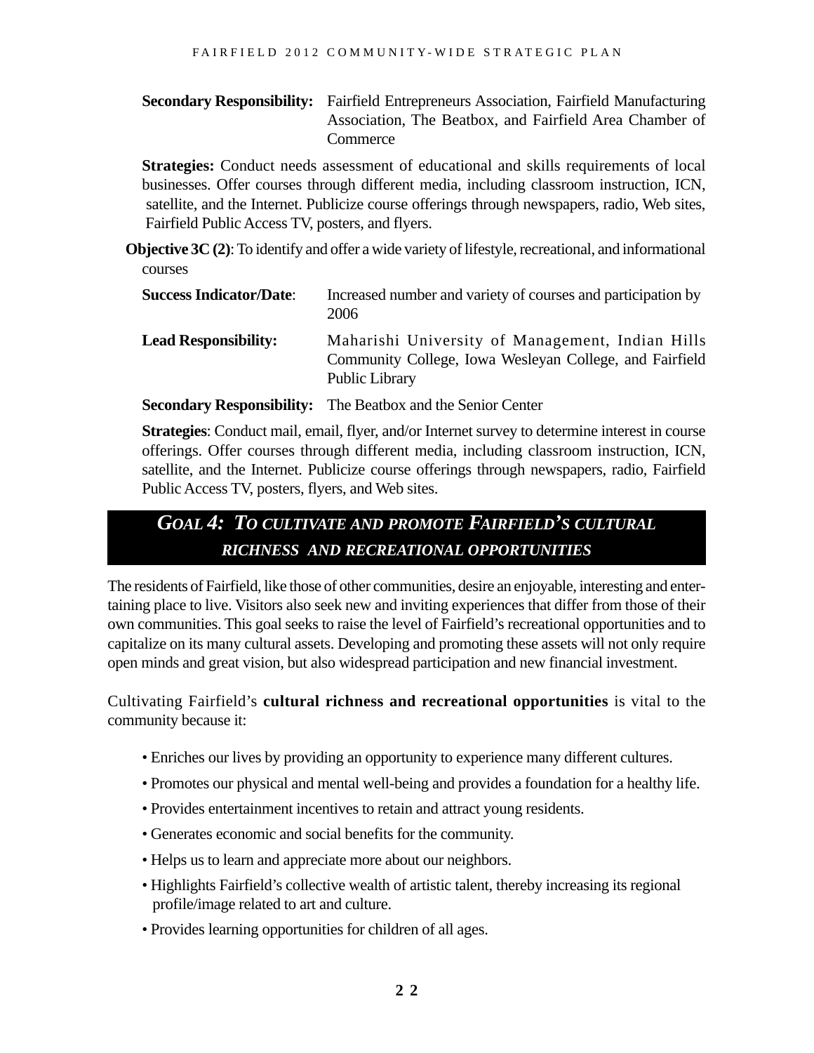**Secondary Responsibility:** Fairfield Entrepreneurs Association, Fairfield Manufacturing Association, The Beatbox, and Fairfield Area Chamber of Commerce

**Strategies:** Conduct needs assessment of educational and skills requirements of local businesses. Offer courses through different media, including classroom instruction, ICN, satellite, and the Internet. Publicize course offerings through newspapers, radio, Web sites, Fairfield Public Access TV, posters, and flyers.

**Objective 3C (2)**: To identify and offer a wide variety of lifestyle, recreational, and informational courses

**Success Indicator/Date**: Increased number and variety of courses and participation by 2006

**Lead Responsibility:** Maharishi University of Management, Indian Hills Community College, Iowa Wesleyan College, and Fairfield Public Library

**Secondary Responsibility:** The Beatbox and the Senior Center

**Strategies**: Conduct mail, email, flyer, and/or Internet survey to determine interest in course offerings. Offer courses through different media, including classroom instruction, ICN, satellite, and the Internet. Publicize course offerings through newspapers, radio, Fairfield Public Access TV, posters, flyers, and Web sites.

## *GOAL 4: TO CULTIVATE AND PROMOTE FAIRFIELD'S CULTURAL RICHNESS AND RECREATIONAL OPPORTUNITIES*

The residents of Fairfield, like those of other communities, desire an enjoyable, interesting and entertaining place to live. Visitors also seek new and inviting experiences that differ from those of their own communities. This goal seeks to raise the level of Fairfield's recreational opportunities and to capitalize on its many cultural assets. Developing and promoting these assets will not only require open minds and great vision, but also widespread participation and new financial investment.

Cultivating Fairfield's **cultural richness and recreational opportunities** is vital to the community because it:

- Enriches our lives by providing an opportunity to experience many different cultures.
- Promotes our physical and mental well-being and provides a foundation for a healthy life.
- Provides entertainment incentives to retain and attract young residents.
- Generates economic and social benefits for the community.
- Helps us to learn and appreciate more about our neighbors.
- Highlights Fairfield's collective wealth of artistic talent, thereby increasing its regional profile/image related to art and culture.
- Provides learning opportunities for children of all ages.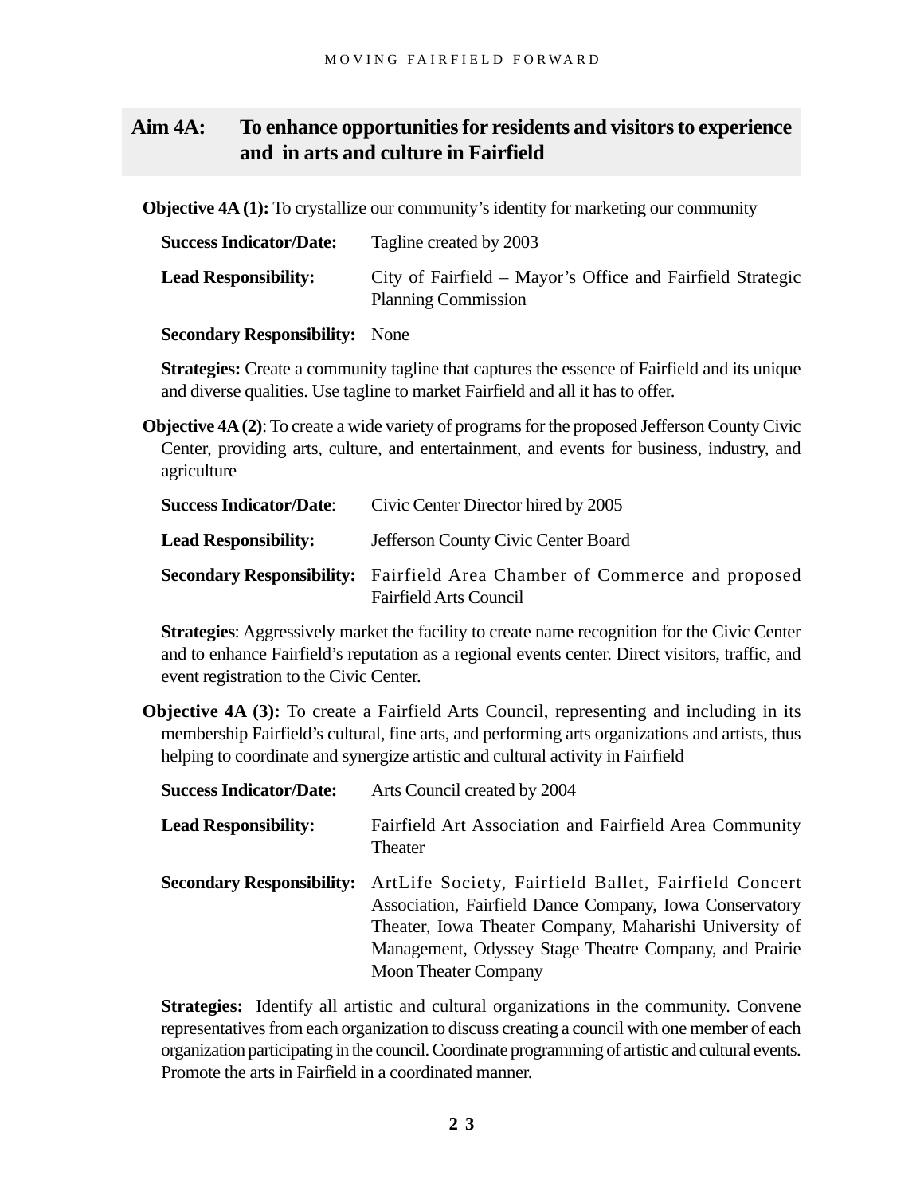## Aim 4A: To enhance opportunities for residents and visitors to experience and in arts and culture in Fairfield

**Objective 4A (1):** To crystallize our community's identity for marketing our community

**Success Indicator/Date:** Tagline created by 2003

**Lead Responsibility:** City of Fairfield – Mayor's Office and Fairfield Strategic Planning Commission

**Secondary Responsibility:** None

**Strategies:** Create a community tagline that captures the essence of Fairfield and its unique and diverse qualities. Use tagline to market Fairfield and all it has to offer.

**Objective 4A (2)**: To create a wide variety of programs for the proposed Jefferson County Civic Center, providing arts, culture, and entertainment, and events for business, industry, and agriculture

**Success Indicator/Date**: Civic Center Director hired by 2005

**Lead Responsibility:** Jefferson County Civic Center Board

**Secondary Responsibility:** Fairfield Area Chamber of Commerce and proposed Fairfield Arts Council

**Strategies**: Aggressively market the facility to create name recognition for the Civic Center and to enhance Fairfield's reputation as a regional events center. Direct visitors, traffic, and event registration to the Civic Center.

**Objective 4A (3):** To create a Fairfield Arts Council, representing and including in its membership Fairfield's cultural, fine arts, and performing arts organizations and artists, thus helping to coordinate and synergize artistic and cultural activity in Fairfield

**Success Indicator/Date:** Arts Council created by 2004

**Lead Responsibility:** Fairfield Art Association and Fairfield Area Community Theater

**Secondary Responsibility:** ArtLife Society, Fairfield Ballet, Fairfield Concert Association, Fairfield Dance Company, Iowa Conservatory Theater, Iowa Theater Company, Maharishi University of Management, Odyssey Stage Theatre Company, and Prairie Moon Theater Company

**Strategies:** Identify all artistic and cultural organizations in the community. Convene representatives from each organization to discuss creating a council with one member of each organization participating in the council. Coordinate programming of artistic and cultural events. Promote the arts in Fairfield in a coordinated manner.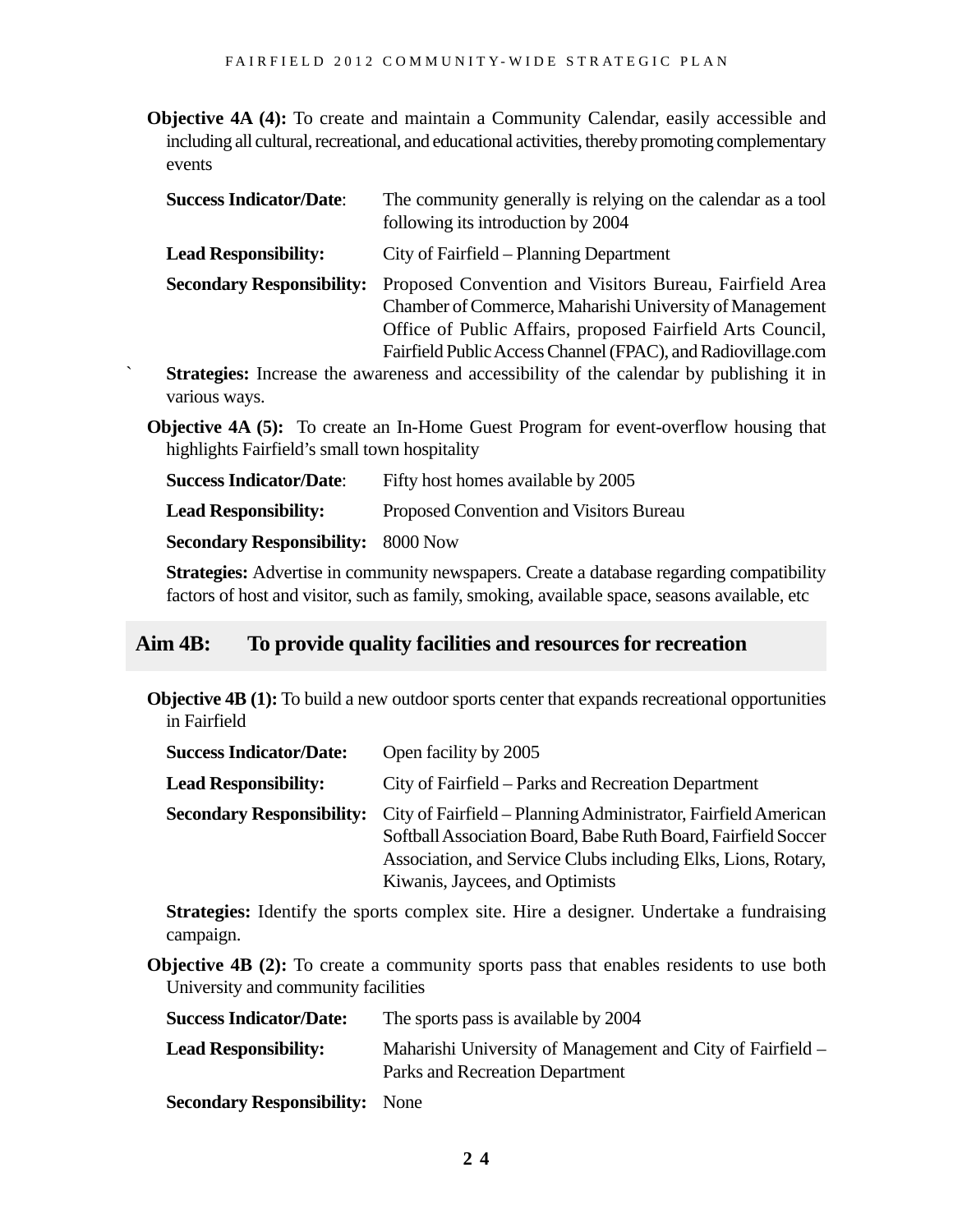**Objective 4A (4):** To create and maintain a Community Calendar, easily accessible and including all cultural, recreational, and educational activities, thereby promoting complementary events

**Success Indicator/Date**: The community generally is relying on the calendar as a tool following its introduction by 2004

**Lead Responsibility:** City of Fairfield – Planning Department

**Secondary Responsibility:** Proposed Convention and Visitors Bureau, Fairfield Area Chamber of Commerce, Maharishi University of Management Office of Public Affairs, proposed Fairfield Arts Council, Fairfield Public Access Channel (FPAC), and Radiovillage.com

` **Strategies:** Increase the awareness and accessibility of the calendar by publishing it in various ways.

**Objective 4A (5):** To create an In-Home Guest Program for event-overflow housing that highlights Fairfield's small town hospitality

**Success Indicator/Date**: Fifty host homes available by 2005

**Lead Responsibility:** Proposed Convention and Visitors Bureau

**Secondary Responsibility:** 8000 Now

**Strategies:** Advertise in community newspapers. Create a database regarding compatibility factors of host and visitor, such as family, smoking, available space, seasons available, etc

## Aim 4B: To provide quality facilities and resources for recreation

**Objective 4B (1):** To build a new outdoor sports center that expands recreational opportunities in Fairfield

**Success Indicator/Date:** Open facility by 2005

**Lead Responsibility:** City of Fairfield – Parks and Recreation Department

**Secondary Responsibility:** City of Fairfield – Planning Administrator, Fairfield American Softball Association Board, Babe Ruth Board, Fairfield Soccer Association, and Service Clubs including Elks, Lions, Rotary, Kiwanis, Jaycees, and Optimists

**Strategies:** Identify the sports complex site. Hire a designer. Undertake a fundraising campaign.

**Objective 4B (2):** To create a community sports pass that enables residents to use both University and community facilities

**Success Indicator/Date:** The sports pass is available by 2004

**Lead Responsibility:** Maharishi University of Management and City of Fairfield – Parks and Recreation Department

**Secondary Responsibility:** None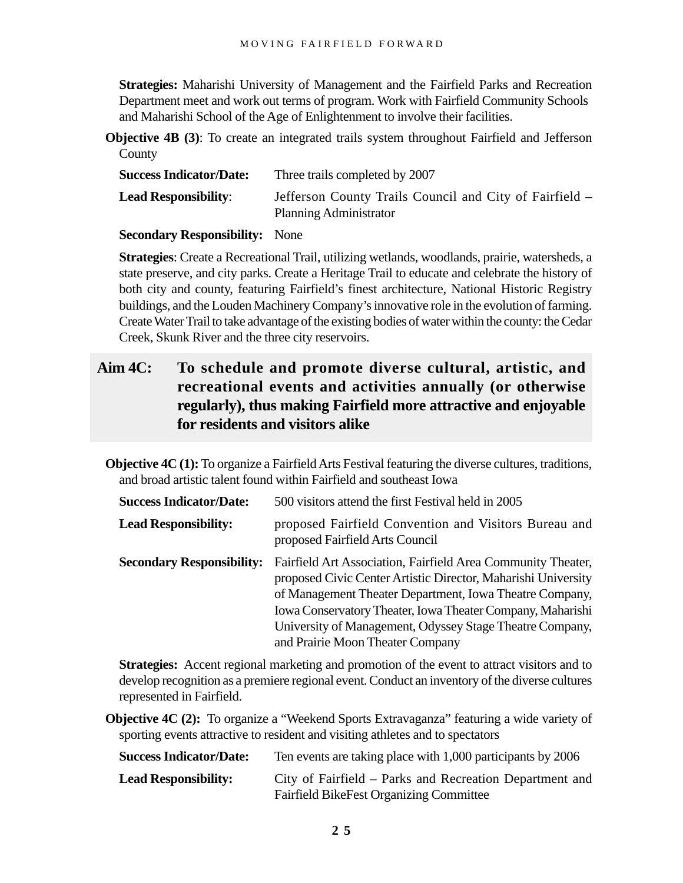**Strategies:** Maharishi University of Management and the Fairfield Parks and Recreation Department meet and work out terms of program. Work with Fairfield Community Schools and Maharishi School of the Age of Enlightenment to involve their facilities.

**Objective 4B (3)**: To create an integrated trails system throughout Fairfield and Jefferson County

**Success Indicator/Date:** Three trails completed by 2007

**Lead Responsibility**: Jefferson County Trails Council and City of Fairfield – Planning Administrator

**Secondary Responsibility:** None

**Strategies**: Create a Recreational Trail, utilizing wetlands, woodlands, prairie, watersheds, a state preserve, and city parks. Create a Heritage Trail to educate and celebrate the history of both city and county, featuring Fairfield's finest architecture, National Historic Registry buildings, and the Louden Machinery Company's innovative role in the evolution of farming. Create Water Trail to take advantage of the existing bodies of water within the county: the Cedar Creek, Skunk River and the three city reservoirs.

## Aim 4C: To schedule and promote diverse cultural, artistic, and recreational events and activities annually (or otherwise regularly), thus making Fairfield more attractive and enjoyable for residents and visitors alike

**Objective 4C (1):** To organize a Fairfield Arts Festival featuring the diverse cultures, traditions, and broad artistic talent found within Fairfield and southeast Iowa

**Success Indicator/Date:** 500 visitors attend the first Festival held in 2005

**Lead Responsibility:** proposed Fairfield Convention and Visitors Bureau and proposed Fairfield Arts Council

**Secondary Responsibility:** Fairfield Art Association, Fairfield Area Community Theater, proposed Civic Center Artistic Director, Maharishi University of Management Theater Department, Iowa Theatre Company, Iowa Conservatory Theater, Iowa Theater Company, Maharishi University of Management, Odyssey Stage Theatre Company, and Prairie Moon Theater Company

**Strategies:** Accent regional marketing and promotion of the event to attract visitors and to develop recognition as a premiere regional event. Conduct an inventory of the diverse cultures represented in Fairfield.

**Objective 4C (2):** To organize a "Weekend Sports Extravaganza" featuring a wide variety of sporting events attractive to resident and visiting athletes and to spectators

**Success Indicator/Date:** Ten events are taking place with 1,000 participants by 2006

**Lead Responsibility:** City of Fairfield – Parks and Recreation Department and Fairfield BikeFest Organizing Committee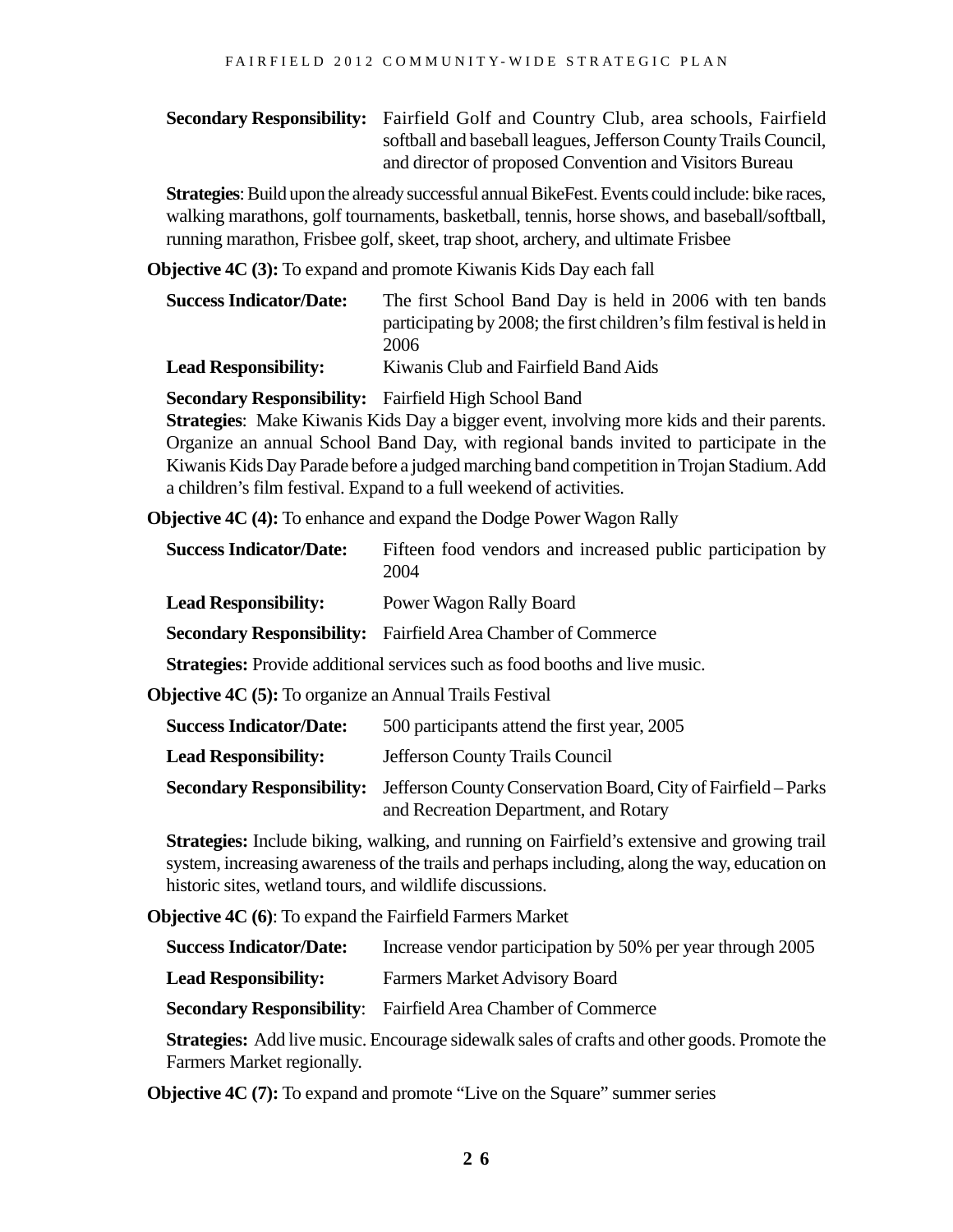**Secondary Responsibility:** Fairfield Golf and Country Club, area schools, Fairfield softball and baseball leagues, Jefferson County Trails Council, and director of proposed Convention and Visitors Bureau

**Strategies**: Build upon the already successful annual BikeFest. Events could include: bike races, walking marathons, golf tournaments, basketball, tennis, horse shows, and baseball/softball, running marathon, Frisbee golf, skeet, trap shoot, archery, and ultimate Frisbee

**Objective 4C (3):** To expand and promote Kiwanis Kids Day each fall

**Success Indicator/Date:** The first School Band Day is held in 2006 with ten bands participating by 2008; the first children's film festival is held in 2006

**Lead Responsibility:** Kiwanis Club and Fairfield Band Aids

**Secondary Responsibility:** Fairfield High School Band

**Strategies**: Make Kiwanis Kids Day a bigger event, involving more kids and their parents. Organize an annual School Band Day, with regional bands invited to participate in the Kiwanis Kids Day Parade before a judged marching band competition in Trojan Stadium. Add a children's film festival. Expand to a full weekend of activities.

**Objective 4C (4):** To enhance and expand the Dodge Power Wagon Rally

**Success Indicator/Date:** Fifteen food vendors and increased public participation by 2004

**Lead Responsibility:** Power Wagon Rally Board

**Secondary Responsibility:** Fairfield Area Chamber of Commerce

**Strategies:** Provide additional services such as food booths and live music.

**Objective 4C (5):** To organize an Annual Trails Festival

**Success Indicator/Date:** 500 participants attend the first year, 2005

**Lead Responsibility:** Jefferson County Trails Council

**Secondary Responsibility:** Jefferson County Conservation Board, City of Fairfield – Parks and Recreation Department, and Rotary

**Strategies:** Include biking, walking, and running on Fairfield's extensive and growing trail system, increasing awareness of the trails and perhaps including, along the way, education on historic sites, wetland tours, and wildlife discussions.

**Objective 4C (6)**: To expand the Fairfield Farmers Market

**Success Indicator/Date:** Increase vendor participation by 50% per year through 2005

**Lead Responsibility:** Farmers Market Advisory Board

**Secondary Responsibility**: Fairfield Area Chamber of Commerce

**Strategies:** Add live music. Encourage sidewalk sales of crafts and other goods. Promote the Farmers Market regionally.

**Objective 4C (7):** To expand and promote "Live on the Square" summer series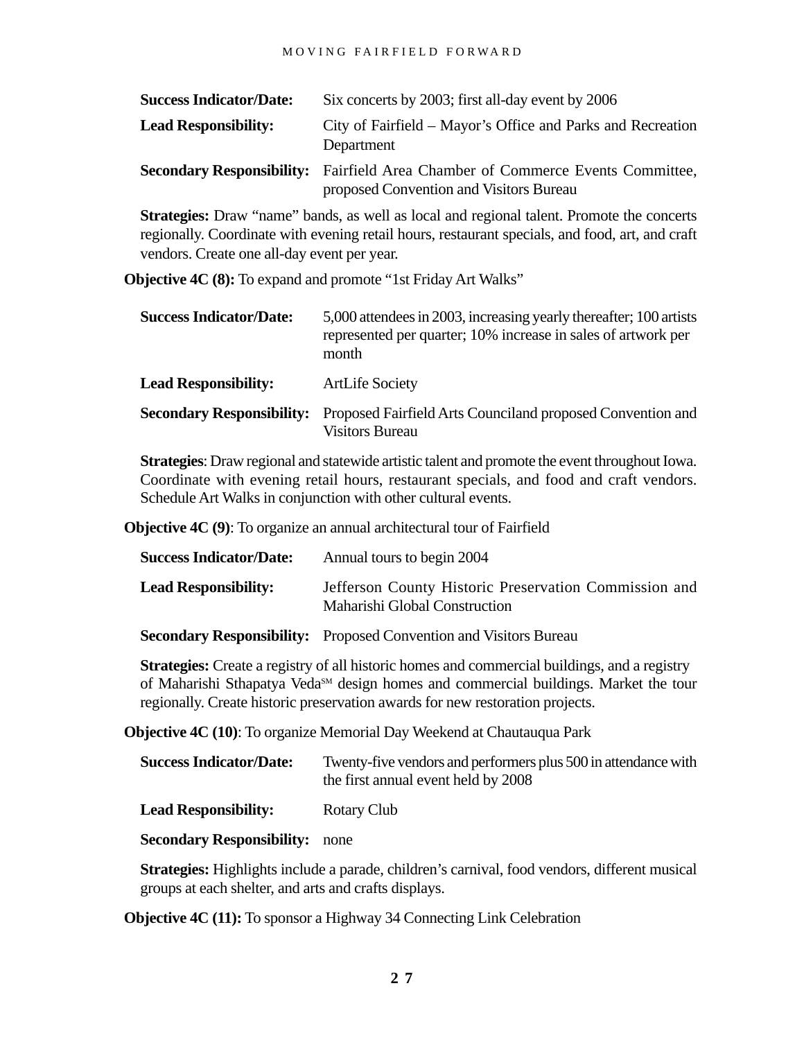**Success Indicator/Date:** Six concerts by 2003; first all-day event by 2006

**Lead Responsibility:** City of Fairfield – Mayor's Office and Parks and Recreation Department

**Secondary Responsibility:** Fairfield Area Chamber of Commerce Events Committee, proposed Convention and Visitors Bureau

**Strategies:** Draw "name" bands, as well as local and regional talent. Promote the concerts regionally. Coordinate with evening retail hours, restaurant specials, and food, art, and craft vendors. Create one all-day event per year.

**Objective 4C (8):** To expand and promote "1st Friday Art Walks"

**Success Indicator/Date:** 5,000 attendees in 2003, increasing yearly thereafter; 100 artists represented per quarter; 10% increase in sales of artwork per month

**Lead Responsibility:** ArtLife Society

**Secondary Responsibility:** Proposed Fairfield Arts Counciland proposed Convention and Visitors Bureau

**Strategies**: Draw regional and statewide artistic talent and promote the event throughout Iowa. Coordinate with evening retail hours, restaurant specials, and food and craft vendors. Schedule Art Walks in conjunction with other cultural events.

**Objective 4C (9)**: To organize an annual architectural tour of Fairfield

**Success Indicator/Date:** Annual tours to begin 2004

**Lead Responsibility:** Jefferson County Historic Preservation Commission and Maharishi Global Construction

**Secondary Responsibility:** Proposed Convention and Visitors Bureau

**Strategies:** Create a registry of all historic homes and commercial buildings, and a registry of Maharishi Sthapatya Veda[SM] design homes and commercial buildings. Market the tour regionally. Create historic preservation awards for new restoration projects.

**Objective 4C (10)**: To organize Memorial Day Weekend at Chautauqua Park

**Success Indicator/Date:** Twenty-five vendors and performers plus 500 in attendance with the first annual event held by 2008

**Lead Responsibility:** Rotary Club

**Secondary Responsibility:** none

**Strategies:** Highlights include a parade, children's carnival, food vendors, different musical groups at each shelter, and arts and crafts displays.

**Objective 4C (11):** To sponsor a Highway 34 Connecting Link Celebration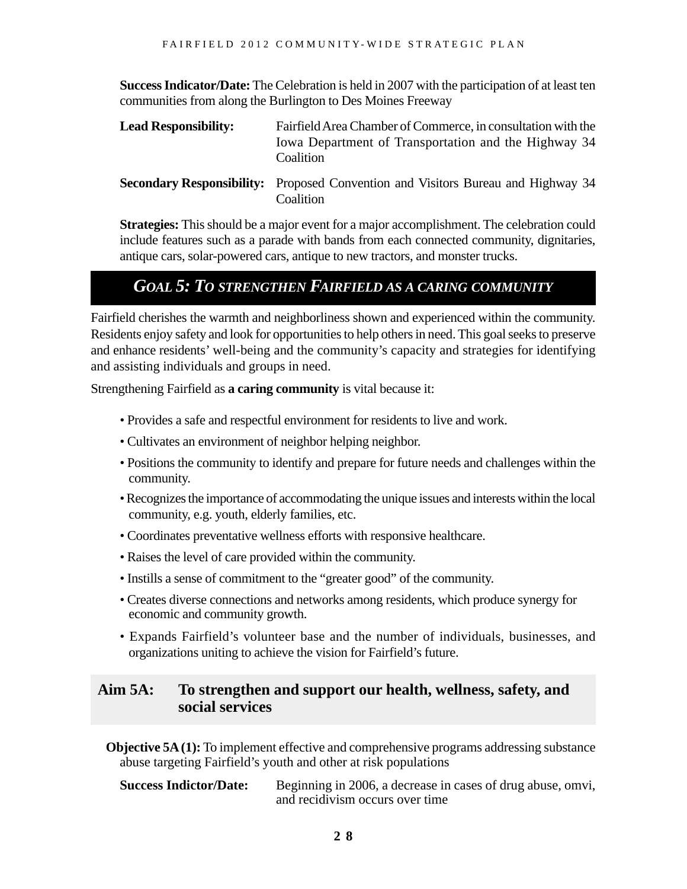**Success Indicator/Date:** The Celebration is held in 2007 with the participation of at least ten communities from along the Burlington to Des Moines Freeway

**Lead Responsibility:** Fairfield Area Chamber of Commerce, in consultation with the Iowa Department of Transportation and the Highway 34 Coalition

**Secondary Responsibility:** Proposed Convention and Visitors Bureau and Highway 34 Coalition

**Strategies:** This should be a major event for a major accomplishment. The celebration could include features such as a parade with bands from each connected community, dignitaries, antique cars, solar-powered cars, antique to new tractors, and monster trucks.

## *GOAL 5: TO STRENGTHEN FAIRFIELD AS A CARING COMMUNITY*

Fairfield cherishes the warmth and neighborliness shown and experienced within the community. Residents enjoy safety and look for opportunities to help others in need. This goal seeks to preserve and enhance residents' well-being and the community's capacity and strategies for identifying and assisting individuals and groups in need.

Strengthening Fairfield as **a caring community** is vital because it:

- Provides a safe and respectful environment for residents to live and work.
- Cultivates an environment of neighbor helping neighbor.
- Positions the community to identify and prepare for future needs and challenges within the community.
- Recognizes the importance of accommodating the unique issues and interests within the local community, e.g. youth, elderly families, etc.
- Coordinates preventative wellness efforts with responsive healthcare.
- Raises the level of care provided within the community.
- Instills a sense of commitment to the "greater good" of the community.
- Creates diverse connections and networks among residents, which produce synergy for economic and community growth.
- Expands Fairfield's volunteer base and the number of individuals, businesses, and organizations uniting to achieve the vision for Fairfield's future.

### Aim 5A: To strengthen and support our health, wellness, safety, and social services

**Objective 5A (1):** To implement effective and comprehensive programs addressing substance abuse targeting Fairfield's youth and other at risk populations

**Success Indictor/Date:** Beginning in 2006, a decrease in cases of drug abuse, omvi, and recidivism occurs over time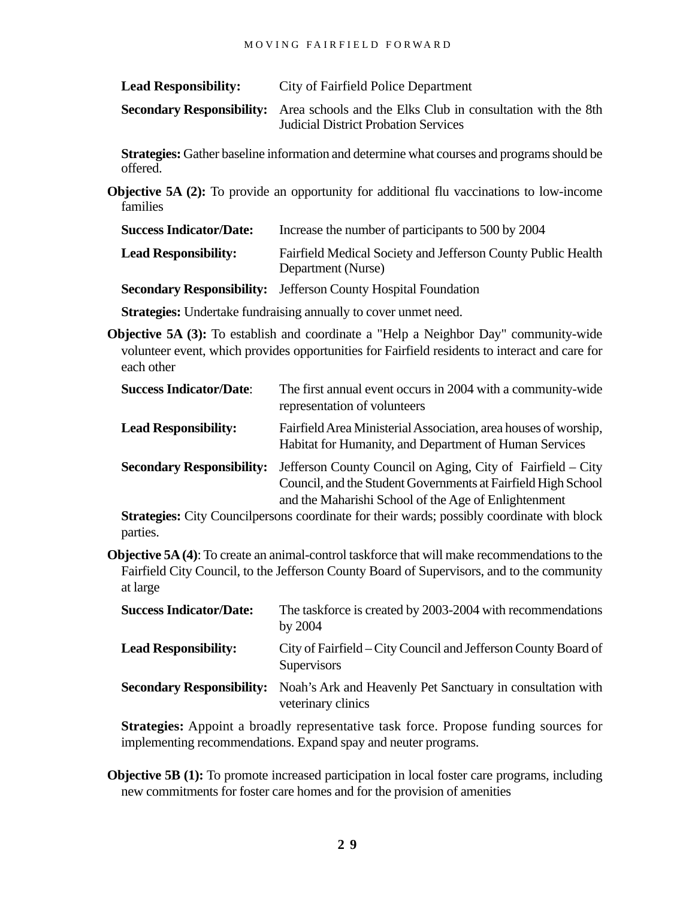**Lead Responsibility:** City of Fairfield Police Department

**Secondary Responsibility:** Area schools and the Elks Club in consultation with the 8th Judicial District Probation Services

**Strategies:** Gather baseline information and determine what courses and programs should be offered.

**Objective 5A (2):** To provide an opportunity for additional flu vaccinations to low-income families

**Success Indicator/Date:** Increase the number of participants to 500 by 2004

**Lead Responsibility:** Fairfield Medical Society and Jefferson County Public Health Department (Nurse)

**Secondary Responsibility:** Jefferson County Hospital Foundation

**Strategies:** Undertake fundraising annually to cover unmet need.

**Objective 5A (3):** To establish and coordinate a "Help a Neighbor Day" community-wide volunteer event, which provides opportunities for Fairfield residents to interact and care for each other

**Success Indicator/Date**: The first annual event occurs in 2004 with a community-wide representation of volunteers

**Lead Responsibility:** Fairfield Area Ministerial Association, area houses of worship, Habitat for Humanity, and Department of Human Services

**Secondary Responsibility:** Jefferson County Council on Aging, City of Fairfield – City Council, and the Student Governments at Fairfield High School and the Maharishi School of the Age of Enlightenment

**Strategies:** City Councilpersons coordinate for their wards; possibly coordinate with block parties.

**Objective 5A (4)**: To create an animal-control taskforce that will make recommendations to the Fairfield City Council, to the Jefferson County Board of Supervisors, and to the community at large

**Success Indicator/Date:** The taskforce is created by 2003-2004 with recommendations by 2004

**Lead Responsibility:** City of Fairfield – City Council and Jefferson County Board of Supervisors

**Secondary Responsibility:** Noah's Ark and Heavenly Pet Sanctuary in consultation with veterinary clinics

**Strategies:** Appoint a broadly representative task force. Propose funding sources for implementing recommendations. Expand spay and neuter programs.

**Objective 5B (1):** To promote increased participation in local foster care programs, including new commitments for foster care homes and for the provision of amenities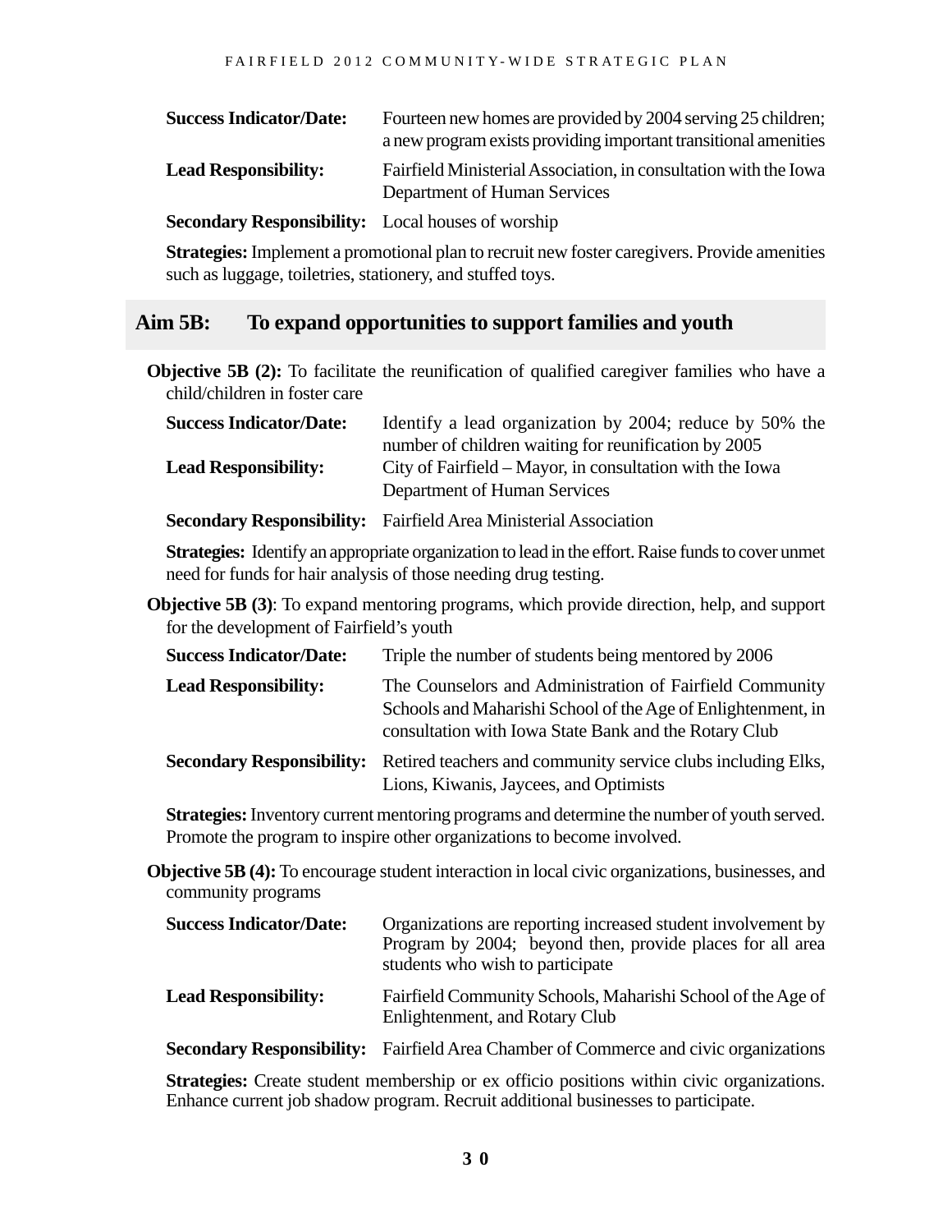**Success Indicator/Date:** Fourteen new homes are provided by 2004 serving 25 children; a new program exists providing important transitional amenities

**Lead Responsibility:** Fairfield Ministerial Association, in consultation with the Iowa Department of Human Services

**Secondary Responsibility:** Local houses of worship

**Strategies:** Implement a promotional plan to recruit new foster caregivers. Provide amenities such as luggage, toiletries, stationery, and stuffed toys.

## Aim 5B: To expand opportunities to support families and youth

**Objective 5B (2):** To facilitate the reunification of qualified caregiver families who have a child/children in foster care

**Success Indicator/Date:** Identify a lead organization by 2004; reduce by 50% the number of children waiting for reunification by 2005

**Lead Responsibility:** City of Fairfield – Mayor, in consultation with the Iowa Department of Human Services

**Secondary Responsibility:** Fairfield Area Ministerial Association

**Strategies:** Identify an appropriate organization to lead in the effort. Raise funds to cover unmet need for funds for hair analysis of those needing drug testing.

**Objective 5B (3)**: To expand mentoring programs, which provide direction, help, and support for the development of Fairfield's youth

**Success Indicator/Date:** Triple the number of students being mentored by 2006

**Lead Responsibility:** The Counselors and Administration of Fairfield Community Schools and Maharishi School of the Age of Enlightenment, in consultation with Iowa State Bank and the Rotary Club

**Secondary Responsibility:** Retired teachers and community service clubs including Elks, Lions, Kiwanis, Jaycees, and Optimists

**Strategies:** Inventory current mentoring programs and determine the number of youth served. Promote the program to inspire other organizations to become involved.

**Objective 5B (4):** To encourage student interaction in local civic organizations, businesses, and community programs

**Success Indicator/Date:** Organizations are reporting increased student involvement by Program by 2004; beyond then, provide places for all area students who wish to participate

**Lead Responsibility:** Fairfield Community Schools, Maharishi School of the Age of Enlightenment, and Rotary Club

**Secondary Responsibility:** Fairfield Area Chamber of Commerce and civic organizations

**Strategies:** Create student membership or ex officio positions within civic organizations. Enhance current job shadow program. Recruit additional businesses to participate.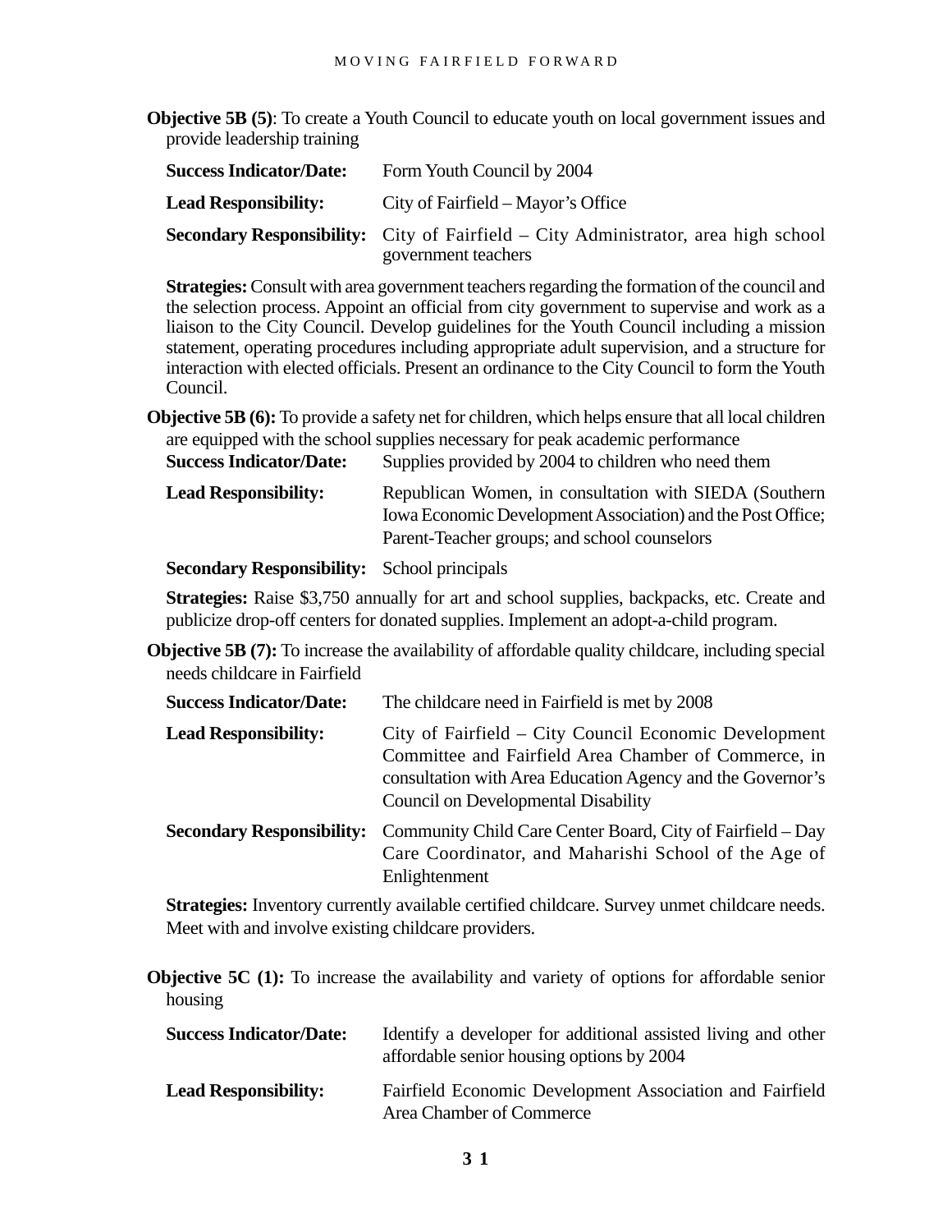**Objective 5B (5)**: To create a Youth Council to educate youth on local government issues and provide leadership training

**Success Indicator/Date:** Form Youth Council by 2004

**Lead Responsibility:** City of Fairfield – Mayor's Office

**Secondary Responsibility:** City of Fairfield – City Administrator, area high school government teachers

**Strategies:** Consult with area government teachers regarding the formation of the council and the selection process. Appoint an official from city government to supervise and work as a liaison to the City Council. Develop guidelines for the Youth Council including a mission statement, operating procedures including appropriate adult supervision, and a structure for interaction with elected officials. Present an ordinance to the City Council to form the Youth Council.

**Objective 5B (6):** To provide a safety net for children, which helps ensure that all local children are equipped with the school supplies necessary for peak academic performance

**Success Indicator/Date:** Supplies provided by 2004 to children who need them

**Lead Responsibility:** Republican Women, in consultation with SIEDA (Southern Iowa Economic Development Association) and the Post Office; Parent-Teacher groups; and school counselors

**Secondary Responsibility:** School principals

**Strategies:** Raise $3,750 annually for art and school supplies, backpacks, etc. Create and publicize drop-off centers for donated supplies. Implement an adopt-a-child program.

**Objective 5B (7):** To increase the availability of affordable quality childcare, including special needs childcare in Fairfield

**Success Indicator/Date:** The childcare need in Fairfield is met by 2008

**Lead Responsibility:** City of Fairfield – City Council Economic Development Committee and Fairfield Area Chamber of Commerce, in consultation with Area Education Agency and the Governor's Council on Developmental Disability

**Secondary Responsibility:** Community Child Care Center Board, City of Fairfield – Day Care Coordinator, and Maharishi School of the Age of Enlightenment

**Strategies:** Inventory currently available certified childcare. Survey unmet childcare needs. Meet with and involve existing childcare providers.

**Objective 5C (1):** To increase the availability and variety of options for affordable senior housing

**Success Indicator/Date:** Identify a developer for additional assisted living and other affordable senior housing options by 2004

**Lead Responsibility:** Fairfield Economic Development Association and Fairfield Area Chamber of Commerce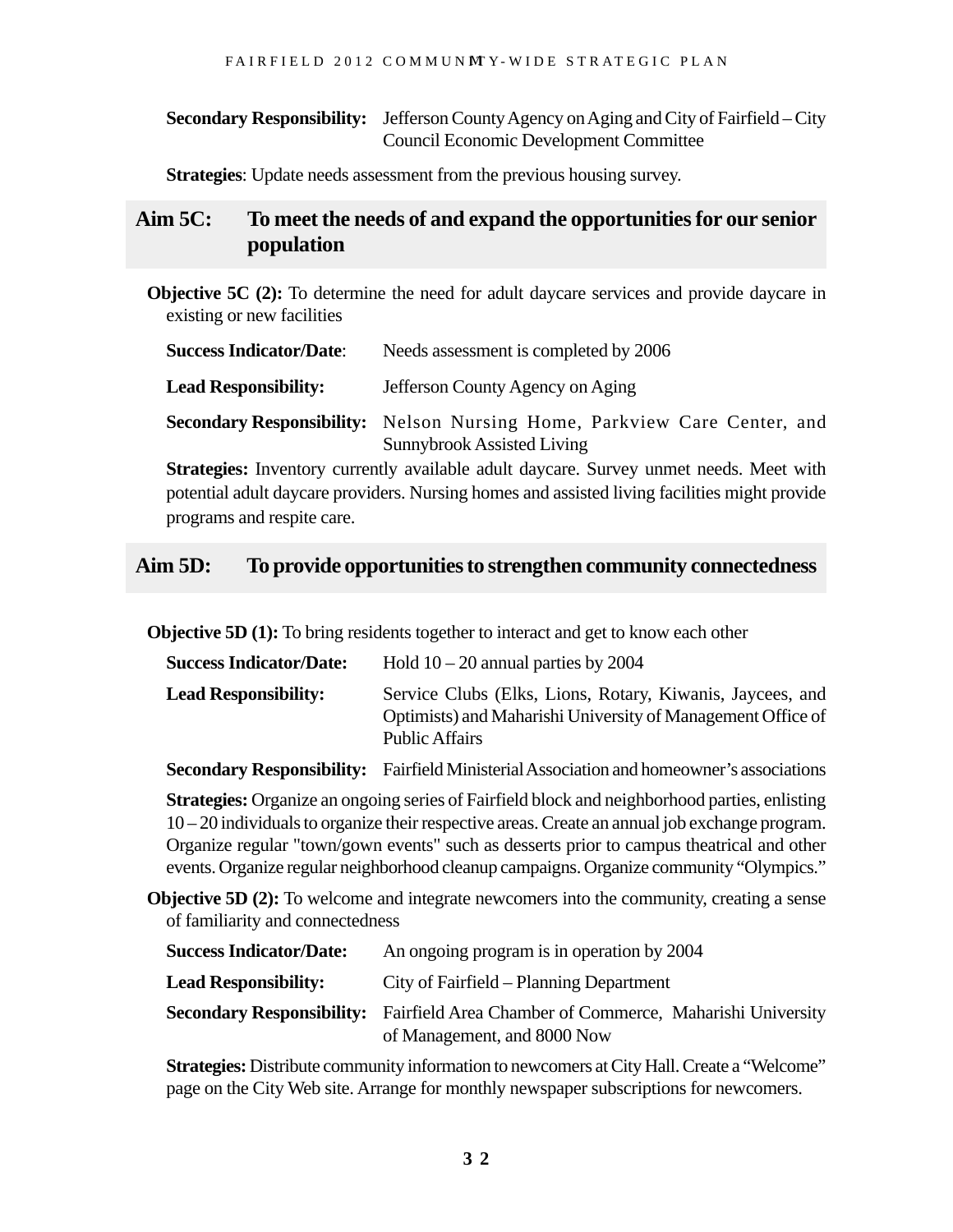**Secondary Responsibility:** Jefferson County Agency on Aging and City of Fairfield – City Council Economic Development Committee

**Strategies**: Update needs assessment from the previous housing survey.

## Aim 5C: To meet the needs of and expand the opportunities for our senior population

**Objective 5C (2):** To determine the need for adult daycare services and provide daycare in existing or new facilities

**Success Indicator/Date**: Needs assessment is completed by 2006

**Lead Responsibility:** Jefferson County Agency on Aging

**Secondary Responsibility:** Nelson Nursing Home, Parkview Care Center, and Sunnybrook Assisted Living

**Strategies:** Inventory currently available adult daycare. Survey unmet needs. Meet with potential adult daycare providers. Nursing homes and assisted living facilities might provide programs and respite care.

## Aim 5D: To provide opportunities to strengthen community connectedness

**Objective 5D (1):** To bring residents together to interact and get to know each other

**Success Indicator/Date:** Hold 10 – 20 annual parties by 2004

**Lead Responsibility:** Service Clubs (Elks, Lions, Rotary, Kiwanis, Jaycees, and Optimists) and Maharishi University of Management Office of Public Affairs

**Secondary Responsibility:** Fairfield Ministerial Association and homeowner's associations

**Strategies:** Organize an ongoing series of Fairfield block and neighborhood parties, enlisting 10 – 20 individuals to organize their respective areas. Create an annual job exchange program. Organize regular "town/gown events" such as desserts prior to campus theatrical and other events. Organize regular neighborhood cleanup campaigns. Organize community "Olympics."

**Objective 5D (2):** To welcome and integrate newcomers into the community, creating a sense of familiarity and connectedness

**Success Indicator/Date:** An ongoing program is in operation by 2004

**Lead Responsibility:** City of Fairfield – Planning Department

**Secondary Responsibility:** Fairfield Area Chamber of Commerce, Maharishi University of Management, and 8000 Now

**Strategies:** Distribute community information to newcomers at City Hall. Create a "Welcome" page on the City Web site. Arrange for monthly newspaper subscriptions for newcomers.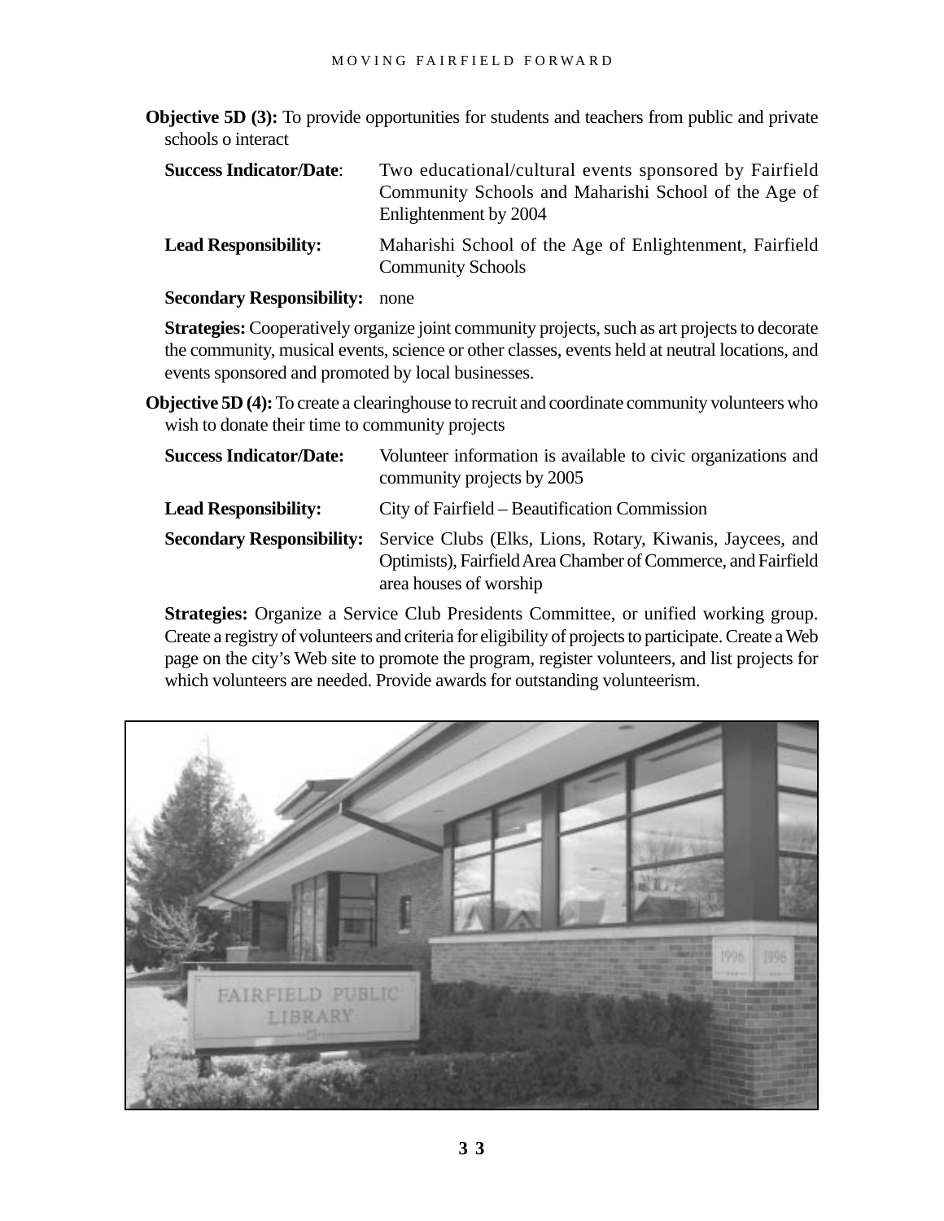**Objective 5D (3):** To provide opportunities for students and teachers from public and private schools o interact

**Success Indicator/Date**: Two educational/cultural events sponsored by Fairfield Community Schools and Maharishi School of the Age of Enlightenment by 2004

**Lead Responsibility:** Maharishi School of the Age of Enlightenment, Fairfield Community Schools

**Secondary Responsibility:** none

**Strategies:** Cooperatively organize joint community projects, such as art projects to decorate the community, musical events, science or other classes, events held at neutral locations, and events sponsored and promoted by local businesses.

**Objective 5D (4):** To create a clearinghouse to recruit and coordinate community volunteers who wish to donate their time to community projects

**Success Indicator/Date:** Volunteer information is available to civic organizations and community projects by 2005

**Lead Responsibility:** City of Fairfield – Beautification Commission

**Secondary Responsibility:** Service Clubs (Elks, Lions, Rotary, Kiwanis, Jaycees, and Optimists), Fairfield Area Chamber of Commerce, and Fairfield area houses of worship

**Strategies:** Organize a Service Club Presidents Committee, or unified working group. Create a registry of volunteers and criteria for eligibility of projects to participate. Create a Web page on the city's Web site to promote the program, register volunteers, and list projects for which volunteers are needed. Provide awards for outstanding volunteerism.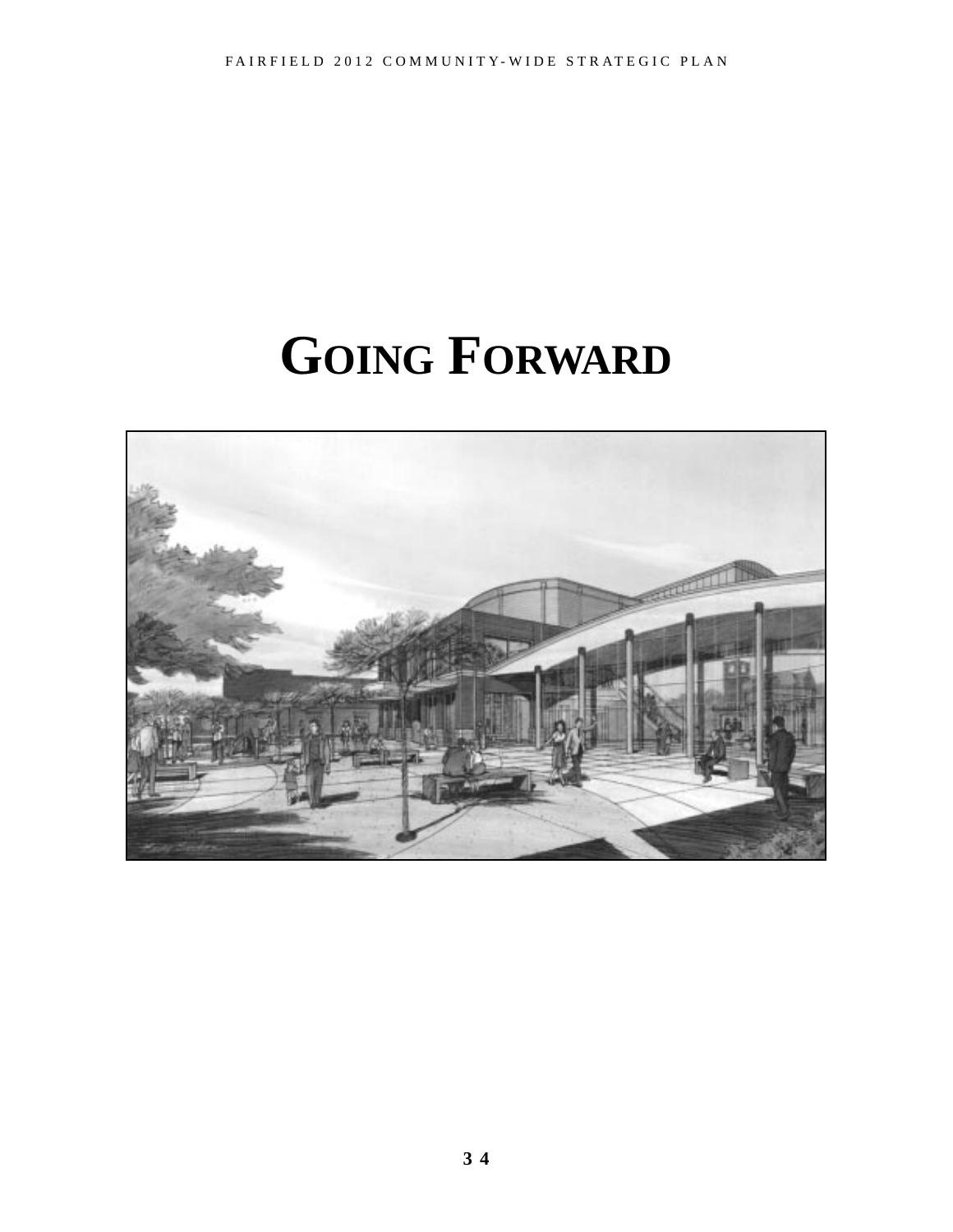# GOING FORWARD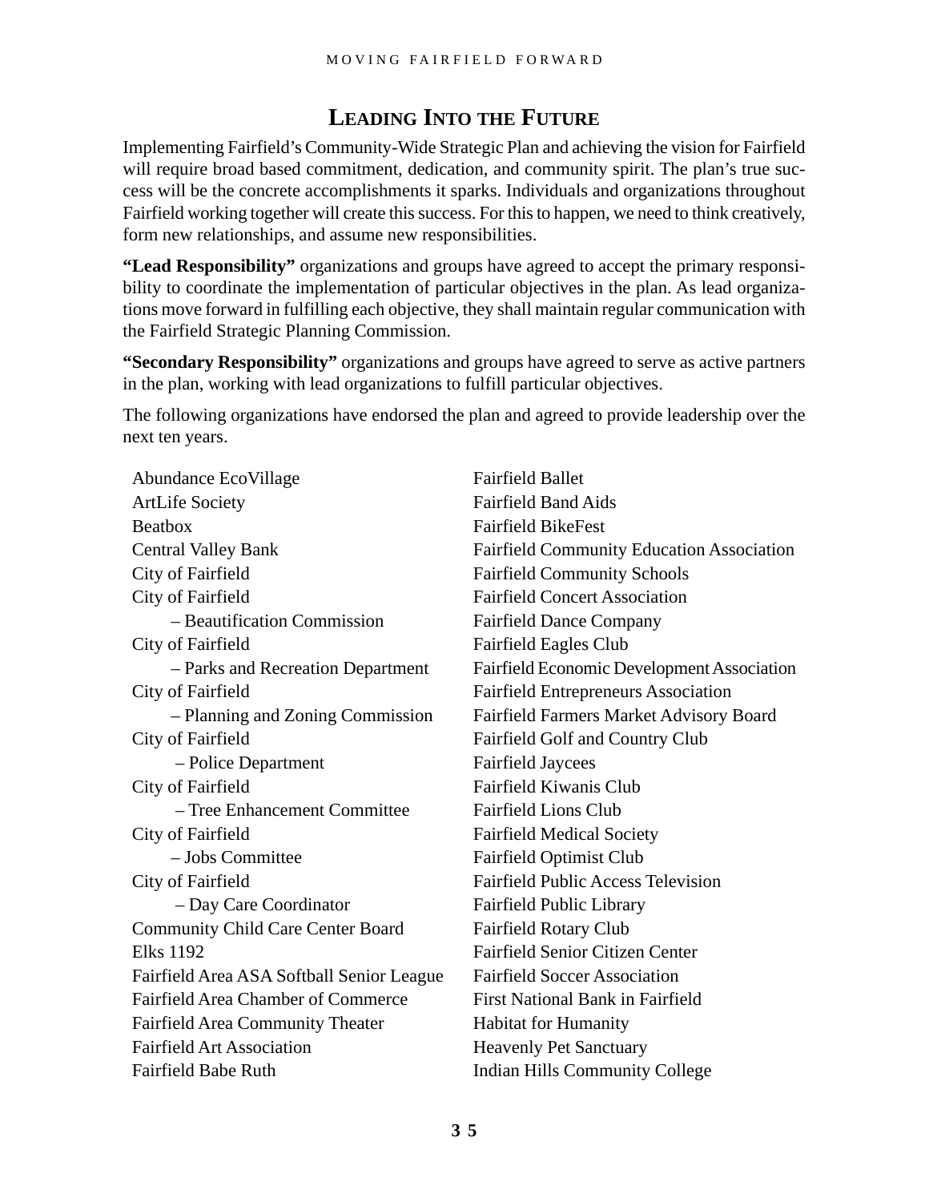## Leading Into the Future

Implementing Fairfield's Community-Wide Strategic Plan and achieving the vision for Fairfield will require broad based commitment, dedication, and community spirit. The plan's true success will be the concrete accomplishments it sparks. Individuals and organizations throughout Fairfield working together will create this success. For this to happen, we need to think creatively, form new relationships, and assume new responsibilities.

**"Lead Responsibility"** organizations and groups have agreed to accept the primary responsibility to coordinate the implementation of particular objectives in the plan. As lead organizations move forward in fulfilling each objective, they shall maintain regular communication with the Fairfield Strategic Planning Commission.

**"Secondary Responsibility"** organizations and groups have agreed to serve as active partners in the plan, working with lead organizations to fulfill particular objectives.

The following organizations have endorsed the plan and agreed to provide leadership over the next ten years.

Abundance EcoVillage
ArtLife Society
Beatbox
Central Valley Bank
City of Fairfield
City of Fairfield
– Beautification Commission
City of Fairfield
– Parks and Recreation Department
City of Fairfield
– Planning and Zoning Commission
City of Fairfield
– Police Department
City of Fairfield
– Tree Enhancement Committee
City of Fairfield
– Jobs Committee
City of Fairfield
– Day Care Coordinator
Community Child Care Center Board
Elks 1192
Fairfield Area ASA Softball Senior League
Fairfield Area Chamber of Commerce
Fairfield Area Community Theater
Fairfield Art Association
Fairfield Babe Ruth
Fairfield Ballet
Fairfield Band Aids
Fairfield BikeFest
Fairfield Community Education Association
Fairfield Community Schools
Fairfield Concert Association
Fairfield Dance Company
Fairfield Eagles Club
Fairfield Economic Development Association
Fairfield Entrepreneurs Association
Fairfield Farmers Market Advisory Board
Fairfield Golf and Country Club
Fairfield Jaycees
Fairfield Kiwanis Club
Fairfield Lions Club
Fairfield Medical Society
Fairfield Optimist Club
Fairfield Public Access Television
Fairfield Public Library
Fairfield Rotary Club
Fairfield Senior Citizen Center
Fairfield Soccer Association
First National Bank in Fairfield
Habitat for Humanity
Heavenly Pet Sanctuary
Indian Hills Community College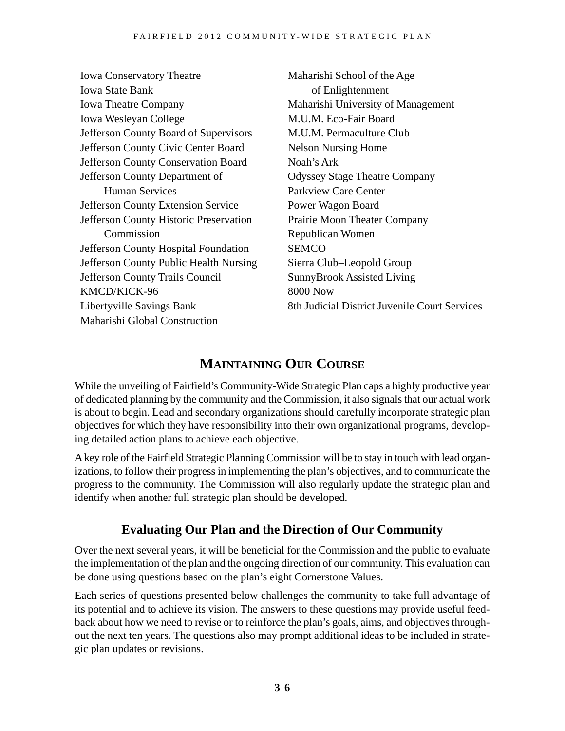Iowa Conservatory Theatre
Iowa State Bank
Iowa Theatre Company
Iowa Wesleyan College
Jefferson County Board of Supervisors
Jefferson County Civic Center Board
Jefferson County Conservation Board
Jefferson County Department of Human Services
Jefferson County Extension Service
Jefferson County Historic Preservation Commission
Jefferson County Hospital Foundation
Jefferson County Public Health Nursing
Jefferson County Trails Council
KMCD/KICK-96
Libertyville Savings Bank
Maharishi Global Construction
Maharishi School of the Age of Enlightenment
Maharishi University of Management
M.U.M. Eco-Fair Board
M.U.M. Permaculture Club
Nelson Nursing Home
Noah's Ark
Odyssey Stage Theatre Company
Parkview Care Center
Power Wagon Board
Prairie Moon Theater Company
Republican Women
SEMCO
Sierra Club–Leopold Group
SunnyBrook Assisted Living
8000 Now
8th Judicial District Juvenile Court Services

## Maintaining Our Course

While the unveiling of Fairfield's Community-Wide Strategic Plan caps a highly productive year of dedicated planning by the community and the Commission, it also signals that our actual work is about to begin. Lead and secondary organizations should carefully incorporate strategic plan objectives for which they have responsibility into their own organizational programs, developing detailed action plans to achieve each objective.

A key role of the Fairfield Strategic Planning Commission will be to stay in touch with lead organizations, to follow their progress in implementing the plan's objectives, and to communicate the progress to the community. The Commission will also regularly update the strategic plan and identify when another full strategic plan should be developed.

### Evaluating Our Plan and the Direction of Our Community

Over the next several years, it will be beneficial for the Commission and the public to evaluate the implementation of the plan and the ongoing direction of our community. This evaluation can be done using questions based on the plan's eight Cornerstone Values.

Each series of questions presented below challenges the community to take full advantage of its potential and to achieve its vision. The answers to these questions may provide useful feedback about how we need to revise or to reinforce the plan's goals, aims, and objectives throughout the next ten years. The questions also may prompt additional ideas to be included in strategic plan updates or revisions.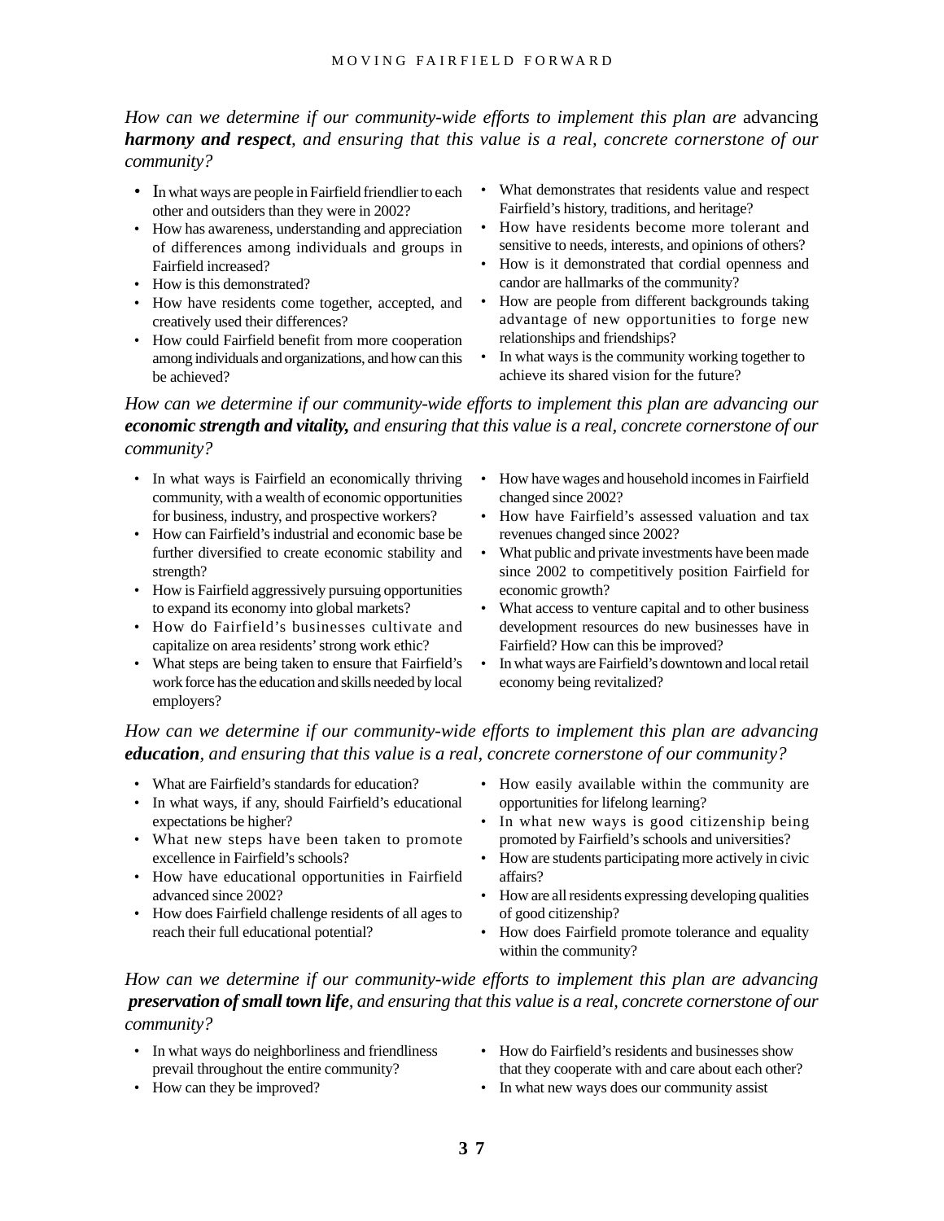*How can we determine if our community-wide efforts to implement this plan are* advancing ***harmony and respect****, and ensuring that this value is a real, concrete cornerstone of our community?*

- In what ways are people in Fairfield friendlier to each other and outsiders than they were in 2002?
- How has awareness, understanding and appreciation of differences among individuals and groups in Fairfield increased?
- How is this demonstrated?
- How have residents come together, accepted, and creatively used their differences?
- How could Fairfield benefit from more cooperation among individuals and organizations, and how can this be achieved?
- What demonstrates that residents value and respect Fairfield's history, traditions, and heritage?
- How have residents become more tolerant and sensitive to needs, interests, and opinions of others?
- How is it demonstrated that cordial openness and candor are hallmarks of the community?
- How are people from different backgrounds taking advantage of new opportunities to forge new relationships and friendships?
- In what ways is the community working together to achieve its shared vision for the future?

*How can we determine if our community-wide efforts to implement this plan are advancing our* ***economic strength and vitality,*** *and ensuring that this value is a real, concrete cornerstone of our community?*

- In what ways is Fairfield an economically thriving community, with a wealth of economic opportunities for business, industry, and prospective workers?
- How can Fairfield's industrial and economic base be further diversified to create economic stability and strength?
- How is Fairfield aggressively pursuing opportunities to expand its economy into global markets?
- How do Fairfield's businesses cultivate and capitalize on area residents' strong work ethic?
- What steps are being taken to ensure that Fairfield's work force has the education and skills needed by local employers?
- How have wages and household incomes in Fairfield changed since 2002?
- How have Fairfield's assessed valuation and tax revenues changed since 2002?
- What public and private investments have been made since 2002 to competitively position Fairfield for economic growth?
- What access to venture capital and to other business development resources do new businesses have in Fairfield? How can this be improved?
- In what ways are Fairfield's downtown and local retail economy being revitalized?

*How can we determine if our community-wide efforts to implement this plan are advancing* ***education****, and ensuring that this value is a real, concrete cornerstone of our community?*

- What are Fairfield's standards for education?
- In what ways, if any, should Fairfield's educational expectations be higher?
- What new steps have been taken to promote excellence in Fairfield's schools?
- How have educational opportunities in Fairfield advanced since 2002?
- How does Fairfield challenge residents of all ages to reach their full educational potential?
- How easily available within the community are opportunities for lifelong learning?
- In what new ways is good citizenship being promoted by Fairfield's schools and universities?
- How are students participating more actively in civic affairs?
- How are all residents expressing developing qualities of good citizenship?
- How does Fairfield promote tolerance and equality within the community?

*How can we determine if our community-wide efforts to implement this plan are advancing* ***preservation of small town life****, and ensuring that this value is a real, concrete cornerstone of our community?*

- In what ways do neighborliness and friendliness prevail throughout the entire community?
- How can they be improved?
- How do Fairfield's residents and businesses show that they cooperate with and care about each other?
- In what new ways does our community assist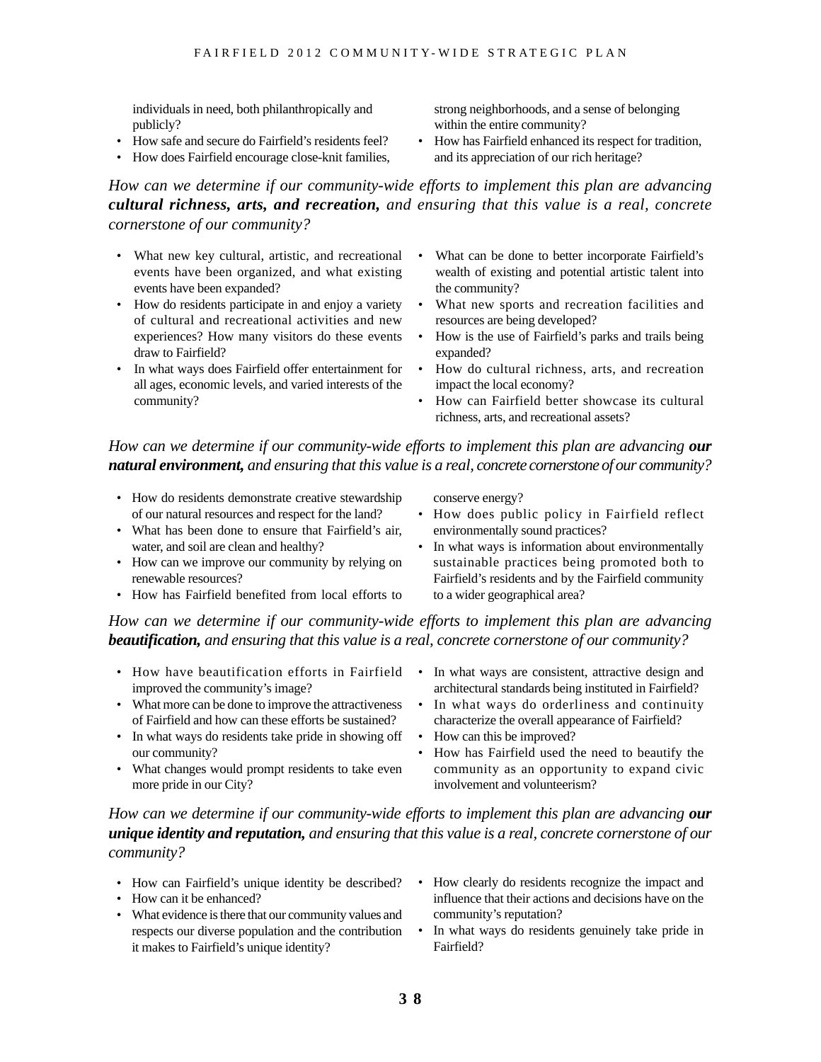individuals in need, both philanthropically and publicly?

- How safe and secure do Fairfield's residents feel?
- How does Fairfield encourage close-knit families, strong neighborhoods, and a sense of belonging within the entire community?
- How has Fairfield enhanced its respect for tradition, and its appreciation of our rich heritage?

*How can we determine if our community-wide efforts to implement this plan are advancing* ***cultural richness, arts, and recreation,*** *and ensuring that this value is a real, concrete cornerstone of our community?*

- What new key cultural, artistic, and recreational events have been organized, and what existing events have been expanded?
- How do residents participate in and enjoy a variety of cultural and recreational activities and new experiences? How many visitors do these events draw to Fairfield?
- In what ways does Fairfield offer entertainment for all ages, economic levels, and varied interests of the community?
- What can be done to better incorporate Fairfield's wealth of existing and potential artistic talent into the community?
- What new sports and recreation facilities and resources are being developed?
- How is the use of Fairfield's parks and trails being expanded?
- How do cultural richness, arts, and recreation impact the local economy?
- How can Fairfield better showcase its cultural richness, arts, and recreational assets?

*How can we determine if our community-wide efforts to implement this plan are advancing* ***our natural environment,*** *and ensuring that this value is a real, concrete cornerstone of our community?*

- How do residents demonstrate creative stewardship of our natural resources and respect for the land?
- What has been done to ensure that Fairfield's air, water, and soil are clean and healthy?
- How can we improve our community by relying on renewable resources?
- How has Fairfield benefited from local efforts to conserve energy?
- How does public policy in Fairfield reflect environmentally sound practices?
- In what ways is information about environmentally sustainable practices being promoted both to Fairfield's residents and by the Fairfield community to a wider geographical area?

*How can we determine if our community-wide efforts to implement this plan are advancing* ***beautification,*** *and ensuring that this value is a real, concrete cornerstone of our community?*

- How have beautification efforts in Fairfield improved the community's image?
- What more can be done to improve the attractiveness of Fairfield and how can these efforts be sustained?
- In what ways do residents take pride in showing off our community?
- What changes would prompt residents to take even more pride in our City?
- In what ways are consistent, attractive design and architectural standards being instituted in Fairfield?
- In what ways do orderliness and continuity characterize the overall appearance of Fairfield?
- How can this be improved?
- How has Fairfield used the need to beautify the community as an opportunity to expand civic involvement and volunteerism?

*How can we determine if our community-wide efforts to implement this plan are advancing* ***our unique identity and reputation,*** *and ensuring that this value is a real, concrete cornerstone of our community?*

- How can Fairfield's unique identity be described?
- How can it be enhanced?
- What evidence is there that our community values and respects our diverse population and the contribution it makes to Fairfield's unique identity?
- How clearly do residents recognize the impact and influence that their actions and decisions have on the community's reputation?
- In what ways do residents genuinely take pride in Fairfield?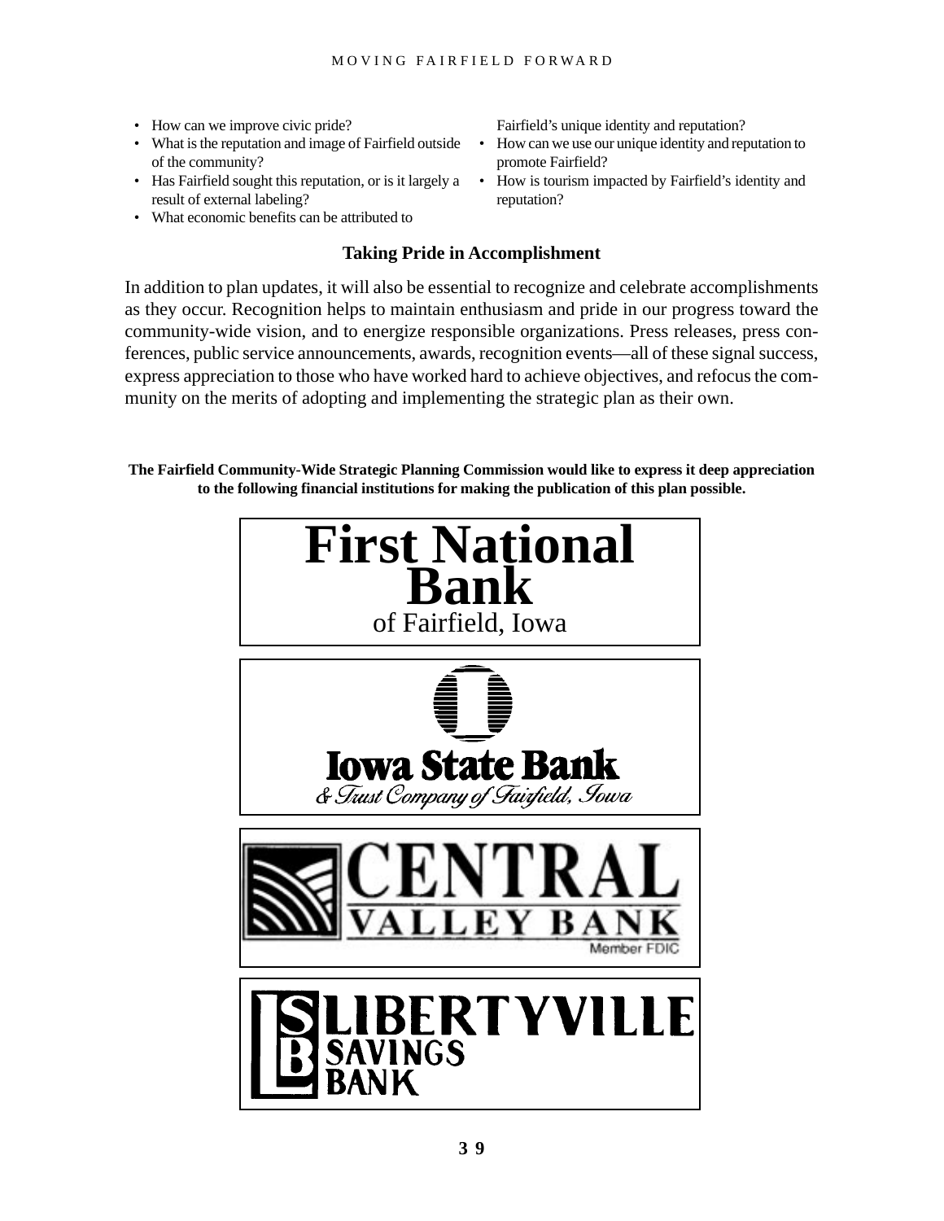- How can we improve civic pride?
- What is the reputation and image of Fairfield outside of the community?
- Has Fairfield sought this reputation, or is it largely a result of external labeling?
- What economic benefits can be attributed to Fairfield's unique identity and reputation?
- How can we use our unique identity and reputation to promote Fairfield?
- How is tourism impacted by Fairfield's identity and reputation?

### Taking Pride in Accomplishment

In addition to plan updates, it will also be essential to recognize and celebrate accomplishments as they occur. Recognition helps to maintain enthusiasm and pride in our progress toward the community-wide vision, and to energize responsible organizations. Press releases, press conferences, public service announcements, awards, recognition events—all of these signal success, express appreciation to those who have worked hard to achieve objectives, and refocus the community on the merits of adopting and implementing the strategic plan as their own.

**The Fairfield Community-Wide Strategic Planning Commission would like to express it deep appreciation to the following financial institutions for making the publication of this plan possible.**

**First National Bank**
of Fairfield, Iowa

**Iowa State Bank**
*& Trust Company of Fairfield, Iowa*

**CENTRAL VALLEY BANK**
Member FDIC

**LIBERTYVILLE SAVINGS BANK**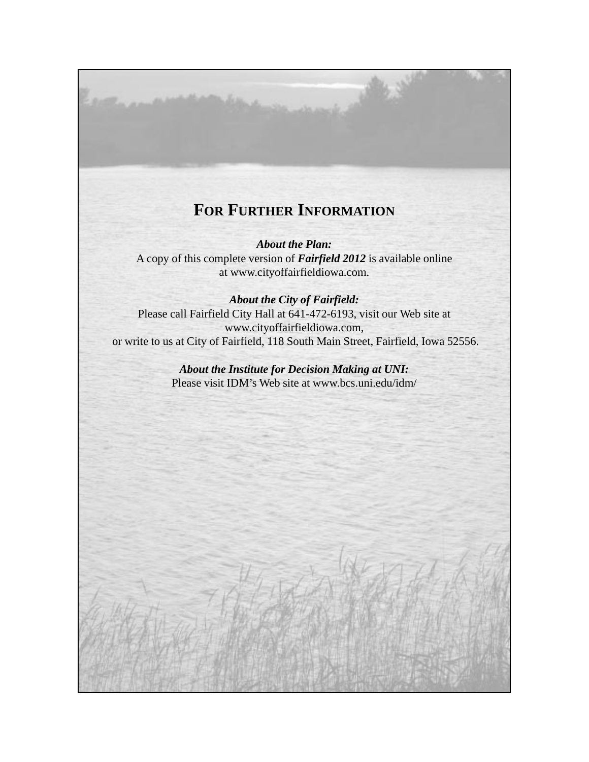# For Further Information

***About the Plan:***
A copy of this complete version of ***Fairfield 2012*** is available online at www.cityoffairfieldiowa.com.

***About the City of Fairfield:***
Please call Fairfield City Hall at 641-472-6193, visit our Web site at www.cityoffairfieldiowa.com,
or write to us at City of Fairfield, 118 South Main Street, Fairfield, Iowa 52556.

***About the Institute for Decision Making at UNI:***
Please visit IDM's Web site at www.bcs.uni.edu/idm/